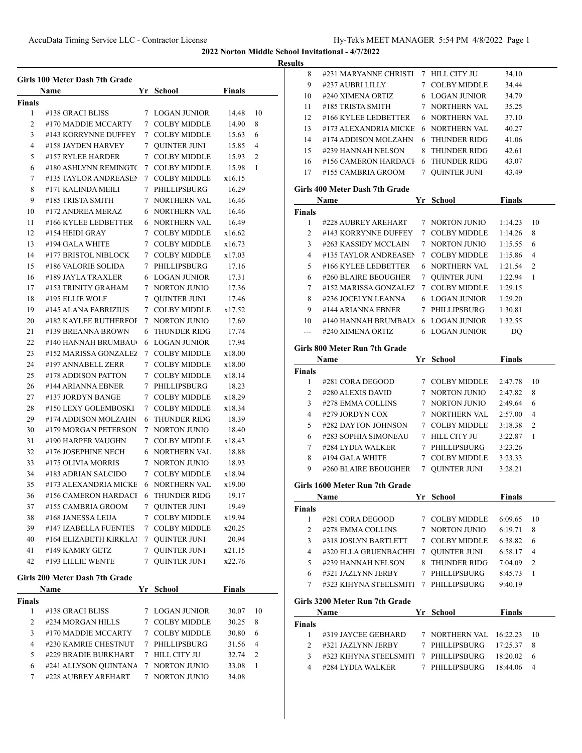## 2022 Norton Middle School Invitational - 4/7/2022

### Results

### Girls 100 Meter Dash 7th Grade

| | Name | Yr | School | Finals | |
|---|---|---|---|---|---|
| **Finals** | | | | | |
| 1 | #138 GRACI BLISS | 7 | LOGAN JUNIOR | 14.48 | 10 |
| 2 | #170 MADDIE MCCARTY | 7 | COLBY MIDDLE | 14.90 | 8 |
| 3 | #143 KORRYNNE DUFFEY | 7 | COLBY MIDDLE | 15.63 | 6 |
| 4 | #158 JAYDEN HARVEY | 7 | QUINTER JUNI | 15.85 | 4 |
| 5 | #157 RYLEE HARDER | 7 | COLBY MIDDLE | 15.93 | 2 |
| 6 | #180 ASHLYNN REMINGTO | 7 | COLBY MIDDLE | 15.98 | 1 |
| 7 | #135 TAYLOR ANDREASEN | 7 | COLBY MIDDLE | x16.15 | |
| 8 | #171 KALINDA MEILI | 7 | PHILLIPSBURG | 16.29 | |
| 9 | #185 TRISTA SMITH | 7 | NORTHERN VAL | 16.46 | |
| 10 | #172 ANDREA MERAZ | 6 | NORTHERN VAL | 16.46 | |
| 11 | #166 KYLEE LEDBETTER | 6 | NORTHERN VAL | 16.49 | |
| 12 | #154 HEIDI GRAY | 7 | COLBY MIDDLE | x16.62 | |
| 13 | #194 GALA WHITE | 7 | COLBY MIDDLE | x16.73 | |
| 14 | #177 BRISTOL NIBLOCK | 7 | COLBY MIDDLE | x17.03 | |
| 15 | #186 VALORIE SOLIDA | 7 | PHILLIPSBURG | 17.16 | |
| 16 | #189 JAYLA TRAXLER | 6 | LOGAN JUNIOR | 17.31 | |
| 17 | #153 TRINITY GRAHAM | 7 | NORTON JUNIO | 17.36 | |
| 18 | #195 ELLIE WOLF | 7 | QUINTER JUNI | 17.46 | |
| 19 | #145 ALANA FABRIZIUS | 7 | COLBY MIDDLE | x17.52 | |
| 20 | #182 KAYLEE RUTHERFOF | 7 | NORTON JUNIO | 17.69 | |
| 21 | #139 BREANNA BROWN | 6 | THUNDER RIDG | 17.74 | |
| 22 | #140 HANNAH BRUMBAU | 6 | LOGAN JUNIOR | 17.94 | |
| 23 | #152 MARISSA GONZALEZ | 7 | COLBY MIDDLE | x18.00 | |
| 24 | #197 ANNABELL ZERR | 7 | COLBY MIDDLE | x18.00 | |
| 25 | #178 ADDISON PATTON | 7 | COLBY MIDDLE | x18.14 | |
| 26 | #144 ARIANNA EBNER | 7 | PHILLIPSBURG | 18.23 | |
| 27 | #137 JORDYN BANGE | 7 | COLBY MIDDLE | x18.29 | |
| 28 | #150 LEXY GOLEMBOSKI | 7 | COLBY MIDDLE | x18.34 | |
| 29 | #174 ADDISON MOLZAHN | 6 | THUNDER RIDG | 18.39 | |
| 30 | #179 MORGAN PETERSON | 7 | NORTON JUNIO | 18.40 | |
| 31 | #190 HARPER VAUGHN | 7 | COLBY MIDDLE | x18.43 | |
| 32 | #176 JOSEPHINE NECH | 6 | NORTHERN VAL | 18.88 | |
| 33 | #175 OLIVIA MORRIS | 7 | NORTON JUNIO | 18.93 | |
| 34 | #183 ADRIAN SALCIDO | 7 | COLBY MIDDLE | x18.94 | |
| 35 | #173 ALEXANDRIA MICKE | 6 | NORTHERN VAL | x19.00 | |
| 36 | #156 CAMERON HARDACI | 6 | THUNDER RIDG | 19.17 | |
| 37 | #155 CAMBRIA GROOM | 7 | QUINTER JUNI | 19.49 | |
| 38 | #168 JANESSA LEIJA | 7 | COLBY MIDDLE | x19.94 | |
| 39 | #147 IZABELLA FUENTES | 7 | COLBY MIDDLE | x20.25 | |
| 40 | #164 ELIZABETH KIRKLAI | 7 | QUINTER JUNI | 20.94 | |
| 41 | #149 KAMRY GETZ | 7 | QUINTER JUNI | x21.15 | |
| 42 | #193 LILLIE WENTE | 7 | QUINTER JUNI | x22.76 | |

### Girls 200 Meter Dash 7th Grade

| | Name | Yr | School | Finals | |
|---|---|---|---|---|---|
| **Finals** | | | | | |
| 1 | #138 GRACI BLISS | 7 | LOGAN JUNIOR | 30.07 | 10 |
| 2 | #234 MORGAN HILLS | 7 | COLBY MIDDLE | 30.25 | 8 |
| 3 | #170 MADDIE MCCARTY | 7 | COLBY MIDDLE | 30.80 | 6 |
| 4 | #230 KAMRIE CHESTNUT | 7 | PHILLIPSBURG | 31.56 | 4 |
| 5 | #229 BRADIE BURKHART | 7 | HILL CITY JU | 32.74 | 2 |
| 6 | #241 ALLYSON QUINTANA | 7 | NORTON JUNIO | 33.08 | 1 |
| 7 | #228 AUBREY AREHART | 7 | NORTON JUNIO | 34.08 | |
| 8 | #231 MARYANNE CHRISTI | 7 | HILL CITY JU | 34.10 | |
| 9 | #237 AUBRI LILLY | 7 | COLBY MIDDLE | 34.44 | |
| 10 | #240 XIMENA ORTIZ | 6 | LOGAN JUNIOR | 34.79 | |
| 11 | #185 TRISTA SMITH | 7 | NORTHERN VAL | 35.25 | |
| 12 | #166 KYLEE LEDBETTER | 6 | NORTHERN VAL | 37.10 | |
| 13 | #173 ALEXANDRIA MICKE | 6 | NORTHERN VAL | 40.27 | |
| 14 | #174 ADDISON MOLZAHN | 6 | THUNDER RIDG | 41.06 | |
| 15 | #239 HANNAH NELSON | 8 | THUNDER RIDG | 42.61 | |
| 16 | #156 CAMERON HARDACI | 6 | THUNDER RIDG | 43.07 | |
| 17 | #155 CAMBRIA GROOM | 7 | QUINTER JUNI | 43.49 | |

### Girls 400 Meter Dash 7th Grade

| | Name | Yr | School | Finals | |
|---|---|---|---|---|---|
| **Finals** | | | | | |
| 1 | #228 AUBREY AREHART | 7 | NORTON JUNIO | 1:14.23 | 10 |
| 2 | #143 KORRYNNE DUFFEY | 7 | COLBY MIDDLE | 1:14.26 | 8 |
| 3 | #263 KASSIDY MCCLAIN | 7 | NORTON JUNIO | 1:15.55 | 6 |
| 4 | #135 TAYLOR ANDREASEN | 7 | COLBY MIDDLE | 1:15.86 | 4 |
| 5 | #166 KYLEE LEDBETTER | 6 | NORTHERN VAL | 1:21.54 | 2 |
| 6 | #260 BLAIRE BEOUGHER | 7 | QUINTER JUNI | 1:22.94 | 1 |
| 7 | #152 MARISSA GONZALEZ | 7 | COLBY MIDDLE | 1:29.15 | |
| 8 | #236 JOCELYN LEANNA | 6 | LOGAN JUNIOR | 1:29.20 | |
| 9 | #144 ARIANNA EBNER | 7 | PHILLIPSBURG | 1:30.81 | |
| 10 | #140 HANNAH BRUMBAU | 6 | LOGAN JUNIOR | 1:32.55 | |
| --- | #240 XIMENA ORTIZ | 6 | LOGAN JUNIOR | DQ | |

### Girls 800 Meter Run 7th Grade

| | Name | Yr | School | Finals | |
|---|---|---|---|---|---|
| **Finals** | | | | | |
| 1 | #281 CORA DEGOOD | 7 | COLBY MIDDLE | 2:47.78 | 10 |
| 2 | #280 ALEXIS DAVID | 7 | NORTON JUNIO | 2:47.82 | 8 |
| 3 | #278 EMMA COLLINS | 7 | NORTON JUNIO | 2:49.64 | 6 |
| 4 | #279 JORDYN COX | 7 | NORTHERN VAL | 2:57.00 | 4 |
| 5 | #282 DAYTON JOHNSON | 7 | COLBY MIDDLE | 3:18.38 | 2 |
| 6 | #283 SOPHIA SIMONEAU | 7 | HILL CITY JU | 3:22.87 | 1 |
| 7 | #284 LYDIA WALKER | 7 | PHILLIPSBURG | 3:23.26 | |
| 8 | #194 GALA WHITE | 7 | COLBY MIDDLE | 3:23.33 | |
| 9 | #260 BLAIRE BEOUGHER | 7 | QUINTER JUNI | 3:28.21 | |

### Girls 1600 Meter Run 7th Grade

| | Name | Yr | School | Finals | |
|---|---|---|---|---|---|
| **Finals** | | | | | |
| 1 | #281 CORA DEGOOD | 7 | COLBY MIDDLE | 6:09.65 | 10 |
| 2 | #278 EMMA COLLINS | 7 | NORTON JUNIO | 6:19.71 | 8 |
| 3 | #318 JOSLYN BARTLETT | 7 | COLBY MIDDLE | 6:38.82 | 6 |
| 4 | #320 ELLA GRUENBACHEI | 7 | QUINTER JUNI | 6:58.17 | 4 |
| 5 | #239 HANNAH NELSON | 8 | THUNDER RIDG | 7:04.09 | 2 |
| 6 | #321 JAZLYNN JERBY | 7 | PHILLIPSBURG | 8:45.73 | 1 |
| 7 | #323 KIHYNA STEELSMITI | 7 | PHILLIPSBURG | 9:40.19 | |

### Girls 3200 Meter Run 7th Grade

| | Name | Yr | School | Finals | |
|---|---|---|---|---|---|
| **Finals** | | | | | |
| 1 | #319 JAYCEE GEBHARD | 7 | NORTHERN VAL | 16:22.23 | 10 |
| 2 | #321 JAZLYNN JERBY | 7 | PHILLIPSBURG | 17:25.37 | 8 |
| 3 | #323 KIHYNA STEELSMITI | 7 | PHILLIPSBURG | 18:20.02 | 6 |
| 4 | #284 LYDIA WALKER | 7 | PHILLIPSBURG | 18:44.06 | 4 |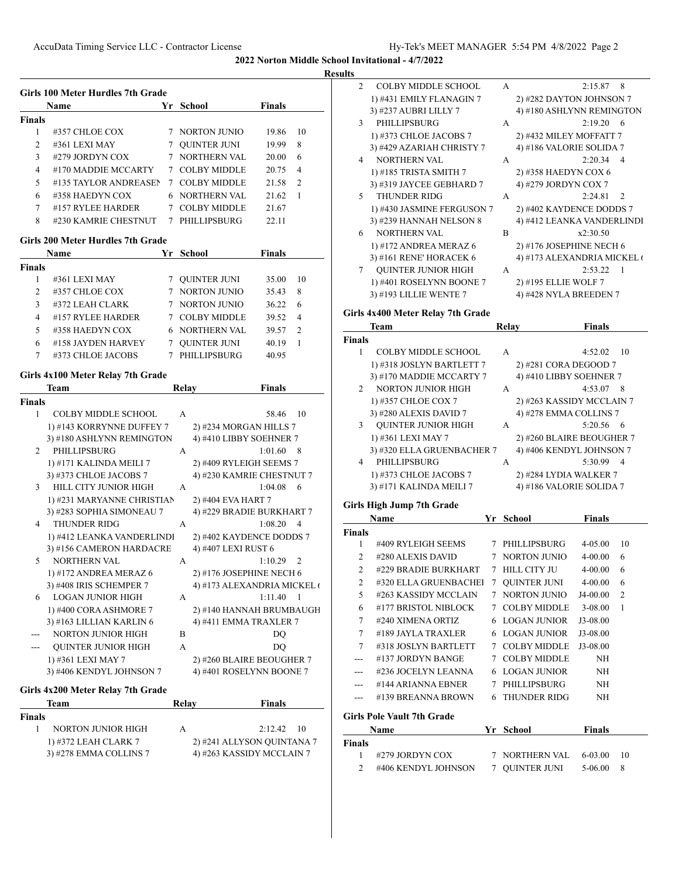**2022 Norton Middle School Invitational - 4/7/2022**

**Results**

### Girls 100 Meter Hurdles 7th Grade

| | Name | Yr | School | Finals | |
|---|---|---|---|---|---|
| **Finals** | | | | | |
| 1 | #357 CHLOE COX | 7 | NORTON JUNIO | 19.86 | 10 |
| 2 | #361 LEXI MAY | 7 | QUINTER JUNI | 19.99 | 8 |
| 3 | #279 JORDYN COX | 7 | NORTHERN VAL | 20.00 | 6 |
| 4 | #170 MADDIE MCCARTY | 7 | COLBY MIDDLE | 20.75 | 4 |
| 5 | #135 TAYLOR ANDREASEN | 7 | COLBY MIDDLE | 21.58 | 2 |
| 6 | #358 HAEDYN COX | 6 | NORTHERN VAL | 21.62 | 1 |
| 7 | #157 RYLEE HARDER | 7 | COLBY MIDDLE | 21.67 | |
| 8 | #230 KAMRIE CHESTNUT | 7 | PHILLIPSBURG | 22.11 | |

### Girls 200 Meter Hurdles 7th Grade

| | Name | Yr | School | Finals | |
|---|---|---|---|---|---|
| **Finals** | | | | | |
| 1 | #361 LEXI MAY | 7 | QUINTER JUNI | 35.00 | 10 |
| 2 | #357 CHLOE COX | 7 | NORTON JUNIO | 35.43 | 8 |
| 3 | #372 LEAH CLARK | 7 | NORTON JUNIO | 36.22 | 6 |
| 4 | #157 RYLEE HARDER | 7 | COLBY MIDDLE | 39.52 | 4 |
| 5 | #358 HAEDYN COX | 6 | NORTHERN VAL | 39.57 | 2 |
| 6 | #158 JAYDEN HARVEY | 7 | QUINTER JUNI | 40.19 | 1 |
| 7 | #373 CHLOE JACOBS | 7 | PHILLIPSBURG | 40.95 | |

### Girls 4x100 Meter Relay 7th Grade

| | Team | Relay | Finals | |
|---|---|---|---|---|
| **Finals** | | | | |
| 1 | COLBY MIDDLE SCHOOL | A | 58.46 | 10 |
| | 1) #143 KORRYNNE DUFFEY 7 | 2) #234 MORGAN HILLS 7 | | |
| | 3) #180 ASHLYNN REMINGTON | 4) #410 LIBBY SOEHNER 7 | | |
| 2 | PHILLIPSBURG | A | 1:01.60 | 8 |
| | 1) #171 KALINDA MEILI 7 | 2) #409 RYLEIGH SEEMS 7 | | |
| | 3) #373 CHLOE JACOBS 7 | 4) #230 KAMRIE CHESTNUT 7 | | |
| 3 | HILL CITY JUNIOR HIGH | A | 1:04.08 | 6 |
| | 1) #231 MARYANNE CHRISTIAN | 2) #404 EVA HART 7 | | |
| | 3) #283 SOPHIA SIMONEAU 7 | 4) #229 BRADIE BURKHART 7 | | |
| 4 | THUNDER RIDG | A | 1:08.20 | 4 |
| | 1) #412 LEANKA VANDERLINDI | 2) #402 KAYDENCE DODDS 7 | | |
| | 3) #156 CAMERON HARDACRE | 4) #407 LEXI RUST 6 | | |
| 5 | NORTHERN VAL | A | 1:10.29 | 2 |
| | 1) #172 ANDREA MERAZ 6 | 2) #176 JOSEPHINE NECH 6 | | |
| | 3) #408 IRIS SCHEMPER 7 | 4) #173 ALEXANDRIA MICKEL ( | | |
| 6 | LOGAN JUNIOR HIGH | A | 1:11.40 | 1 |
| | 1) #400 CORA ASHMORE 7 | 2) #140 HANNAH BRUMBAUGH | | |
| | 3) #163 LILLIAN KARLIN 6 | 4) #411 EMMA TRAXLER 7 | | |
| --- | NORTON JUNIOR HIGH | B | DQ | |
| --- | QUINTER JUNIOR HIGH | A | DQ | |
| | 1) #361 LEXI MAY 7 | 2) #260 BLAIRE BEOUGHER 7 | | |
| | 3) #406 KENDYL JOHNSON 7 | 4) #401 ROSELYNN BOONE 7 | | |

### Girls 4x200 Meter Relay 7th Grade

| | Team | Relay | Finals | |
|---|---|---|---|---|
| **Finals** | | | | |
| 1 | NORTON JUNIOR HIGH | A | 2:12.42 | 10 |
| | 1) #372 LEAH CLARK 7 | 2) #241 ALLYSON QUINTANA 7 | | |
| | 3) #278 EMMA COLLINS 7 | 4) #263 KASSIDY MCCLAIN 7 | | |
| 2 | COLBY MIDDLE SCHOOL | A | 2:15.87 | 8 |
| | 1) #431 EMILY FLANAGIN 7 | 2) #282 DAYTON JOHNSON 7 | | |
| | 3) #237 AUBRI LILLY 7 | 4) #180 ASHLYNN REMINGTON | | |
| 3 | PHILLIPSBURG | A | 2:19.20 | 6 |
| | 1) #373 CHLOE JACOBS 7 | 2) #432 MILEY MOFFATT 7 | | |
| | 3) #429 AZARIAH CHRISTY 7 | 4) #186 VALORIE SOLIDA 7 | | |
| 4 | NORTHERN VAL | A | 2:20.34 | 4 |
| | 1) #185 TRISTA SMITH 7 | 2) #358 HAEDYN COX 6 | | |
| | 3) #319 JAYCEE GEBHARD 7 | 4) #279 JORDYN COX 7 | | |
| 5 | THUNDER RIDG | A | 2:24.81 | 2 |
| | 1) #430 JASMINE FERGUSON 7 | 2) #402 KAYDENCE DODDS 7 | | |
| | 3) #239 HANNAH NELSON 8 | 4) #412 LEANKA VANDERLINDI | | |
| 6 | NORTHERN VAL | B | x2:30.50 | |
| | 1) #172 ANDREA MERAZ 6 | 2) #176 JOSEPHINE NECH 6 | | |
| | 3) #161 RENE' HORACEK 6 | 4) #173 ALEXANDRIA MICKEL ( | | |
| 7 | QUINTER JUNIOR HIGH | A | 2:53.22 | 1 |
| | 1) #401 ROSELYNN BOONE 7 | 2) #195 ELLIE WOLF 7 | | |
| | 3) #193 LILLIE WENTE 7 | 4) #428 NYLA BREEDEN 7 | | |

### Girls 4x400 Meter Relay 7th Grade

| | Team | Relay | Finals | |
|---|---|---|---|---|
| **Finals** | | | | |
| 1 | COLBY MIDDLE SCHOOL | A | 4:52.02 | 10 |
| | 1) #318 JOSLYN BARTLETT 7 | 2) #281 CORA DEGOOD 7 | | |
| | 3) #170 MADDIE MCCARTY 7 | 4) #410 LIBBY SOEHNER 7 | | |
| 2 | NORTON JUNIOR HIGH | A | 4:53.07 | 8 |
| | 1) #357 CHLOE COX 7 | 2) #263 KASSIDY MCCLAIN 7 | | |
| | 3) #280 ALEXIS DAVID 7 | 4) #278 EMMA COLLINS 7 | | |
| 3 | QUINTER JUNIOR HIGH | A | 5:20.56 | 6 |
| | 1) #361 LEXI MAY 7 | 2) #260 BLAIRE BEOUGHER 7 | | |
| | 3) #320 ELLA GRUENBACHER 7 | 4) #406 KENDYL JOHNSON 7 | | |
| 4 | PHILLIPSBURG | A | 5:30.99 | 4 |
| | 1) #373 CHLOE JACOBS 7 | 2) #284 LYDIA WALKER 7 | | |
| | 3) #171 KALINDA MEILI 7 | 4) #186 VALORIE SOLIDA 7 | | |

### Girls High Jump 7th Grade

| | Name | Yr | School | Finals | |
|---|---|---|---|---|---|
| **Finals** | | | | | |
| 1 | #409 RYLEIGH SEEMS | 7 | PHILLIPSBURG | 4-05.00 | 10 |
| 2 | #280 ALEXIS DAVID | 7 | NORTON JUNIO | 4-00.00 | 6 |
| 2 | #229 BRADIE BURKHART | 7 | HILL CITY JU | 4-00.00 | 6 |
| 2 | #320 ELLA GRUENBACHEI | 7 | QUINTER JUNI | 4-00.00 | 6 |
| 5 | #263 KASSIDY MCCLAIN | 7 | NORTON JUNIO | J4-00.00 | 2 |
| 6 | #177 BRISTOL NIBLOCK | 7 | COLBY MIDDLE | 3-08.00 | 1 |
| 7 | #240 XIMENA ORTIZ | 6 | LOGAN JUNIOR | J3-08.00 | |
| 7 | #189 JAYLA TRAXLER | 6 | LOGAN JUNIOR | J3-08.00 | |
| 7 | #318 JOSLYN BARTLETT | 7 | COLBY MIDDLE | J3-08.00 | |
| --- | #137 JORDYN BANGE | 7 | COLBY MIDDLE | NH | |
| --- | #236 JOCELYN LEANNA | 6 | LOGAN JUNIOR | NH | |
| --- | #144 ARIANNA EBNER | 7 | PHILLIPSBURG | NH | |
| --- | #139 BREANNA BROWN | 6 | THUNDER RIDG | NH | |

### Girls Pole Vault 7th Grade

| | Name | Yr | School | Finals | |
|---|---|---|---|---|---|
| **Finals** | | | | | |
| 1 | #279 JORDYN COX | 7 | NORTHERN VAL | 6-03.00 | 10 |
| 2 | #406 KENDYL JOHNSON | 7 | QUINTER JUNI | 5-06.00 | 8 |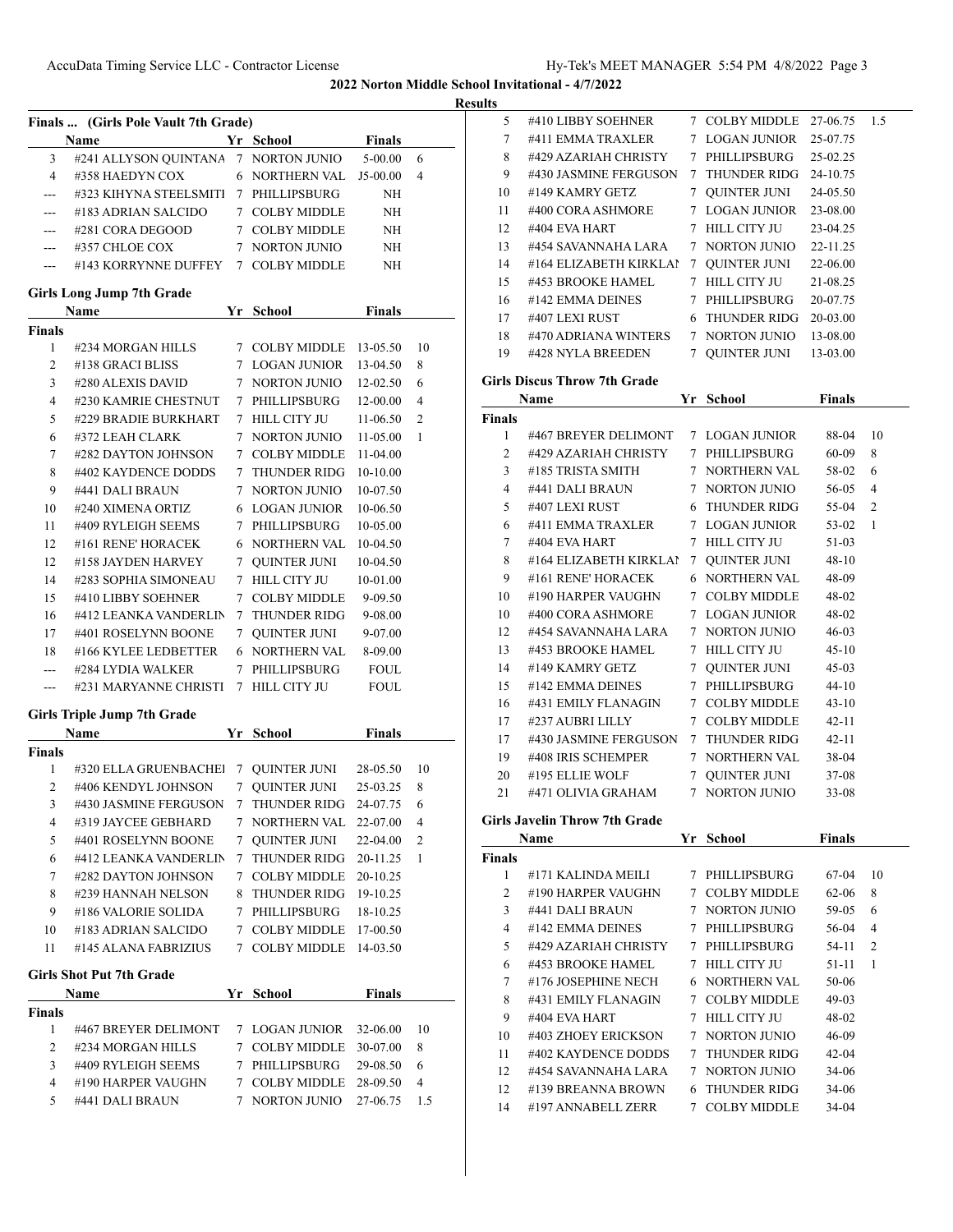## 2022 Norton Middle School Invitational - 4/7/2022

### Results

#### Finals ... (Girls Pole Vault 7th Grade)

| | Name | Yr | School | Finals | |
|---|---|---|---|---|---|
| 3 | #241 ALLYSON QUINTANA | 7 | NORTON JUNIO | 5-00.00 | 6 |
| 4 | #358 HAEDYN COX | 6 | NORTHERN VAL | J5-00.00 | 4 |
| --- | #323 KIHYNA STEELSMITI | 7 | PHILLIPSBURG | NH | |
| --- | #183 ADRIAN SALCIDO | 7 | COLBY MIDDLE | NH | |
| --- | #281 CORA DEGOOD | 7 | COLBY MIDDLE | NH | |
| --- | #357 CHLOE COX | 7 | NORTON JUNIO | NH | |
| --- | #143 KORRYNNE DUFFEY | 7 | COLBY MIDDLE | NH | |

#### Girls Long Jump 7th Grade

| | Name | Yr | School | Finals | |
|---|---|---|---|---|---|
| **Finals** | | | | | |
| 1 | #234 MORGAN HILLS | 7 | COLBY MIDDLE | 13-05.50 | 10 |
| 2 | #138 GRACI BLISS | 7 | LOGAN JUNIOR | 13-04.50 | 8 |
| 3 | #280 ALEXIS DAVID | 7 | NORTON JUNIO | 12-02.50 | 6 |
| 4 | #230 KAMRIE CHESTNUT | 7 | PHILLIPSBURG | 12-00.00 | 4 |
| 5 | #229 BRADIE BURKHART | 7 | HILL CITY JU | 11-06.50 | 2 |
| 6 | #372 LEAH CLARK | 7 | NORTON JUNIO | 11-05.00 | 1 |
| 7 | #282 DAYTON JOHNSON | 7 | COLBY MIDDLE | 11-04.00 | |
| 8 | #402 KAYDENCE DODDS | 7 | THUNDER RIDG | 10-10.00 | |
| 9 | #441 DALI BRAUN | 7 | NORTON JUNIO | 10-07.50 | |
| 10 | #240 XIMENA ORTIZ | 6 | LOGAN JUNIOR | 10-06.50 | |
| 11 | #409 RYLEIGH SEEMS | 7 | PHILLIPSBURG | 10-05.00 | |
| 12 | #161 RENE' HORACEK | 6 | NORTHERN VAL | 10-04.50 | |
| 12 | #158 JAYDEN HARVEY | 7 | QUINTER JUNI | 10-04.50 | |
| 14 | #283 SOPHIA SIMONEAU | 7 | HILL CITY JU | 10-01.00 | |
| 15 | #410 LIBBY SOEHNER | 7 | COLBY MIDDLE | 9-09.50 | |
| 16 | #412 LEANKA VANDERLIN | 7 | THUNDER RIDG | 9-08.00 | |
| 17 | #401 ROSELYNN BOONE | 7 | QUINTER JUNI | 9-07.00 | |
| 18 | #166 KYLEE LEDBETTER | 6 | NORTHERN VAL | 8-09.00 | |
| --- | #284 LYDIA WALKER | 7 | PHILLIPSBURG | FOUL | |
| --- | #231 MARYANNE CHRISTI | 7 | HILL CITY JU | FOUL | |

#### Girls Triple Jump 7th Grade

| | Name | Yr | School | Finals | |
|---|---|---|---|---|---|
| **Finals** | | | | | |
| 1 | #320 ELLA GRUENBACHEI | 7 | QUINTER JUNI | 28-05.50 | 10 |
| 2 | #406 KENDYL JOHNSON | 7 | QUINTER JUNI | 25-03.25 | 8 |
| 3 | #430 JASMINE FERGUSON | 7 | THUNDER RIDG | 24-07.75 | 6 |
| 4 | #319 JAYCEE GEBHARD | 7 | NORTHERN VAL | 22-07.00 | 4 |
| 5 | #401 ROSELYNN BOONE | 7 | QUINTER JUNI | 22-04.00 | 2 |
| 6 | #412 LEANKA VANDERLIN | 7 | THUNDER RIDG | 20-11.25 | 1 |
| 7 | #282 DAYTON JOHNSON | 7 | COLBY MIDDLE | 20-10.25 | |
| 8 | #239 HANNAH NELSON | 8 | THUNDER RIDG | 19-10.25 | |
| 9 | #186 VALORIE SOLIDA | 7 | PHILLIPSBURG | 18-10.25 | |
| 10 | #183 ADRIAN SALCIDO | 7 | COLBY MIDDLE | 17-00.50 | |
| 11 | #145 ALANA FABRIZIUS | 7 | COLBY MIDDLE | 14-03.50 | |

#### Girls Shot Put 7th Grade

| | Name | Yr | School | Finals | |
|---|---|---|---|---|---|
| **Finals** | | | | | |
| 1 | #467 BREYER DELIMONT | 7 | LOGAN JUNIOR | 32-06.00 | 10 |
| 2 | #234 MORGAN HILLS | 7 | COLBY MIDDLE | 30-07.00 | 8 |
| 3 | #409 RYLEIGH SEEMS | 7 | PHILLIPSBURG | 29-08.50 | 6 |
| 4 | #190 HARPER VAUGHN | 7 | COLBY MIDDLE | 28-09.50 | 4 |
| 5 | #441 DALI BRAUN | 7 | NORTON JUNIO | 27-06.75 | 1.5 |
| 5 | #410 LIBBY SOEHNER | 7 | COLBY MIDDLE | 27-06.75 | 1.5 |
| 7 | #411 EMMA TRAXLER | 7 | LOGAN JUNIOR | 25-07.75 | |
| 8 | #429 AZARIAH CHRISTY | 7 | PHILLIPSBURG | 25-02.25 | |
| 9 | #430 JASMINE FERGUSON | 7 | THUNDER RIDG | 24-10.75 | |
| 10 | #149 KAMRY GETZ | 7 | QUINTER JUNI | 24-05.50 | |
| 11 | #400 CORA ASHMORE | 7 | LOGAN JUNIOR | 23-08.00 | |
| 12 | #404 EVA HART | 7 | HILL CITY JU | 23-04.25 | |
| 13 | #454 SAVANNAHA LARA | 7 | NORTON JUNIO | 22-11.25 | |
| 14 | #164 ELIZABETH KIRKLAI | 7 | QUINTER JUNI | 22-06.00 | |
| 15 | #453 BROOKE HAMEL | 7 | HILL CITY JU | 21-08.25 | |
| 16 | #142 EMMA DEINES | 7 | PHILLIPSBURG | 20-07.75 | |
| 17 | #407 LEXI RUST | 6 | THUNDER RIDG | 20-03.00 | |
| 18 | #470 ADRIANA WINTERS | 7 | NORTON JUNIO | 13-08.00 | |
| 19 | #428 NYLA BREEDEN | 7 | QUINTER JUNI | 13-03.00 | |

#### Girls Discus Throw 7th Grade

| | Name | Yr | School | Finals | |
|---|---|---|---|---|---|
| **Finals** | | | | | |
| 1 | #467 BREYER DELIMONT | 7 | LOGAN JUNIOR | 88-04 | 10 |
| 2 | #429 AZARIAH CHRISTY | 7 | PHILLIPSBURG | 60-09 | 8 |
| 3 | #185 TRISTA SMITH | 7 | NORTHERN VAL | 58-02 | 6 |
| 4 | #441 DALI BRAUN | 7 | NORTON JUNIO | 56-05 | 4 |
| 5 | #407 LEXI RUST | 6 | THUNDER RIDG | 55-04 | 2 |
| 6 | #411 EMMA TRAXLER | 7 | LOGAN JUNIOR | 53-02 | 1 |
| 7 | #404 EVA HART | 7 | HILL CITY JU | 51-03 | |
| 8 | #164 ELIZABETH KIRKLAI | 7 | QUINTER JUNI | 48-10 | |
| 9 | #161 RENE' HORACEK | 6 | NORTHERN VAL | 48-09 | |
| 10 | #190 HARPER VAUGHN | 7 | COLBY MIDDLE | 48-02 | |
| 10 | #400 CORA ASHMORE | 7 | LOGAN JUNIOR | 48-02 | |
| 12 | #454 SAVANNAHA LARA | 7 | NORTON JUNIO | 46-03 | |
| 13 | #453 BROOKE HAMEL | 7 | HILL CITY JU | 45-10 | |
| 14 | #149 KAMRY GETZ | 7 | QUINTER JUNI | 45-03 | |
| 15 | #142 EMMA DEINES | 7 | PHILLIPSBURG | 44-10 | |
| 16 | #431 EMILY FLANAGIN | 7 | COLBY MIDDLE | 43-10 | |
| 17 | #237 AUBRI LILLY | 7 | COLBY MIDDLE | 42-11 | |
| 17 | #430 JASMINE FERGUSON | 7 | THUNDER RIDG | 42-11 | |
| 19 | #408 IRIS SCHEMPER | 7 | NORTHERN VAL | 38-04 | |
| 20 | #195 ELLIE WOLF | 7 | QUINTER JUNI | 37-08 | |
| 21 | #471 OLIVIA GRAHAM | 7 | NORTON JUNIO | 33-08 | |

#### Girls Javelin Throw 7th Grade

| | Name | Yr | School | Finals | |
|---|---|---|---|---|---|
| **Finals** | | | | | |
| 1 | #171 KALINDA MEILI | 7 | PHILLIPSBURG | 67-04 | 10 |
| 2 | #190 HARPER VAUGHN | 7 | COLBY MIDDLE | 62-06 | 8 |
| 3 | #441 DALI BRAUN | 7 | NORTON JUNIO | 59-05 | 6 |
| 4 | #142 EMMA DEINES | 7 | PHILLIPSBURG | 56-04 | 4 |
| 5 | #429 AZARIAH CHRISTY | 7 | PHILLIPSBURG | 54-11 | 2 |
| 6 | #453 BROOKE HAMEL | 7 | HILL CITY JU | 51-11 | 1 |
| 7 | #176 JOSEPHINE NECH | 6 | NORTHERN VAL | 50-06 | |
| 8 | #431 EMILY FLANAGIN | 7 | COLBY MIDDLE | 49-03 | |
| 9 | #404 EVA HART | 7 | HILL CITY JU | 48-02 | |
| 10 | #403 ZHOEY ERICKSON | 7 | NORTON JUNIO | 46-09 | |
| 11 | #402 KAYDENCE DODDS | 7 | THUNDER RIDG | 42-04 | |
| 12 | #454 SAVANNAHA LARA | 7 | NORTON JUNIO | 34-06 | |
| 12 | #139 BREANNA BROWN | 6 | THUNDER RIDG | 34-06 | |
| 14 | #197 ANNABELL ZERR | 7 | COLBY MIDDLE | 34-04 | |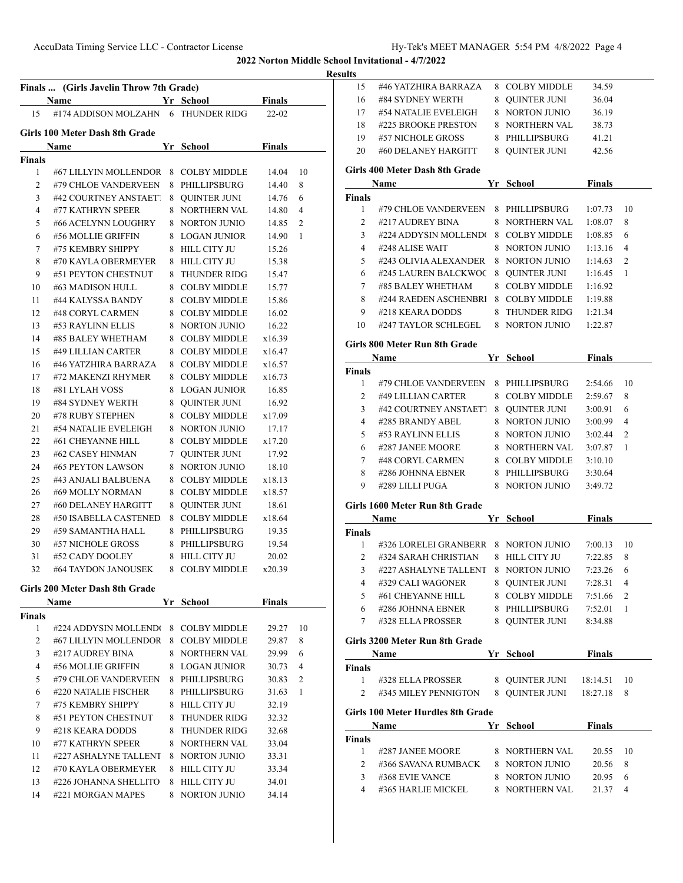**2022 Norton Middle School Invitational - 4/7/2022**

**Results**

## Finals ... (Girls Javelin Throw 7th Grade)

| | Name | Yr | School | Finals |
|---|---|---|---|---|
| 15 | #174 ADDISON MOLZAHN | 6 | THUNDER RIDG | 22-02 |

## Girls 100 Meter Dash 8th Grade

| | Name | Yr | School | Finals | |
|---|---|---|---|---|---|
| **Finals** | | | | | |
| 1 | #67 LILLYIN MOLLENDOR | 8 | COLBY MIDDLE | 14.04 | 10 |
| 2 | #79 CHLOE VANDERVEEN | 8 | PHILLIPSBURG | 14.40 | 8 |
| 3 | #42 COURTNEY ANSTAETT | 8 | QUINTER JUNI | 14.76 | 6 |
| 4 | #77 KATHRYN SPEER | 8 | NORTHERN VAL | 14.80 | 4 |
| 5 | #66 ACELYNN LOUGHRY | 8 | NORTON JUNIO | 14.85 | 2 |
| 6 | #56 MOLLIE GRIFFIN | 8 | LOGAN JUNIOR | 14.90 | 1 |
| 7 | #75 KEMBRY SHIPPY | 8 | HILL CITY JU | 15.26 | |
| 8 | #70 KAYLA OBERMEYER | 8 | HILL CITY JU | 15.38 | |
| 9 | #51 PEYTON CHESTNUT | 8 | THUNDER RIDG | 15.47 | |
| 10 | #63 MADISON HULL | 8 | COLBY MIDDLE | 15.77 | |
| 11 | #44 KALYSSA BANDY | 8 | COLBY MIDDLE | 15.86 | |
| 12 | #48 CORYL CARMEN | 8 | COLBY MIDDLE | 16.02 | |
| 13 | #53 RAYLINN ELLIS | 8 | NORTON JUNIO | 16.22 | |
| 14 | #85 BALEY WHETHAM | 8 | COLBY MIDDLE | x16.39 | |
| 15 | #49 LILLIAN CARTER | 8 | COLBY MIDDLE | x16.47 | |
| 16 | #46 YATZHIRA BARRAZA | 8 | COLBY MIDDLE | x16.57 | |
| 17 | #72 MAKENZI RHYMER | 8 | COLBY MIDDLE | x16.73 | |
| 18 | #81 LYLAH VOSS | 8 | LOGAN JUNIOR | 16.85 | |
| 19 | #84 SYDNEY WERTH | 8 | QUINTER JUNI | 16.92 | |
| 20 | #78 RUBY STEPHEN | 8 | COLBY MIDDLE | x17.09 | |
| 21 | #54 NATALIE EVELEIGH | 8 | NORTON JUNIO | 17.17 | |
| 22 | #61 CHEYANNE HILL | 8 | COLBY MIDDLE | x17.20 | |
| 23 | #62 CASEY HINMAN | 7 | QUINTER JUNI | 17.92 | |
| 24 | #65 PEYTON LAWSON | 8 | NORTON JUNIO | 18.10 | |
| 25 | #43 ANJALI BALBUENA | 8 | COLBY MIDDLE | x18.13 | |
| 26 | #69 MOLLY NORMAN | 8 | COLBY MIDDLE | x18.57 | |
| 27 | #60 DELANEY HARGITT | 8 | QUINTER JUNI | 18.61 | |
| 28 | #50 ISABELLA CASTENED | 8 | COLBY MIDDLE | x18.64 | |
| 29 | #59 SAMANTHA HALL | 8 | PHILLIPSBURG | 19.35 | |
| 30 | #57 NICHOLE GROSS | 8 | PHILLIPSBURG | 19.54 | |
| 31 | #52 CADY DOOLEY | 8 | HILL CITY JU | 20.02 | |
| 32 | #64 TAYDON JANOUSEK | 8 | COLBY MIDDLE | x20.39 | |

## Girls 200 Meter Dash 8th Grade

| | Name | Yr | School | Finals | |
|---|---|---|---|---|---|
| **Finals** | | | | | |
| 1 | #224 ADDYSIN MOLLEND( | 8 | COLBY MIDDLE | 29.27 | 10 |
| 2 | #67 LILLYIN MOLLENDOR | 8 | COLBY MIDDLE | 29.87 | 8 |
| 3 | #217 AUDREY BINA | 8 | NORTHERN VAL | 29.99 | 6 |
| 4 | #56 MOLLIE GRIFFIN | 8 | LOGAN JUNIOR | 30.73 | 4 |
| 5 | #79 CHLOE VANDERVEEN | 8 | PHILLIPSBURG | 30.83 | 2 |
| 6 | #220 NATALIE FISCHER | 8 | PHILLIPSBURG | 31.63 | 1 |
| 7 | #75 KEMBRY SHIPPY | 8 | HILL CITY JU | 32.19 | |
| 8 | #51 PEYTON CHESTNUT | 8 | THUNDER RIDG | 32.32 | |
| 9 | #218 KEARA DODDS | 8 | THUNDER RIDG | 32.68 | |
| 10 | #77 KATHRYN SPEER | 8 | NORTHERN VAL | 33.04 | |
| 11 | #227 ASHALYNE TALLENT | 8 | NORTON JUNIO | 33.31 | |
| 12 | #70 KAYLA OBERMEYER | 8 | HILL CITY JU | 33.34 | |
| 13 | #226 JOHANNA SHELLITO | 8 | HILL CITY JU | 34.01 | |
| 14 | #221 MORGAN MAPES | 8 | NORTON JUNIO | 34.14 | |
| 15 | #46 YATZHIRA BARRAZA | 8 | COLBY MIDDLE | 34.59 | |
| 16 | #84 SYDNEY WERTH | 8 | QUINTER JUNI | 36.04 | |
| 17 | #54 NATALIE EVELEIGH | 8 | NORTON JUNIO | 36.19 | |
| 18 | #225 BROOKE PRESTON | 8 | NORTHERN VAL | 38.73 | |
| 19 | #57 NICHOLE GROSS | 8 | PHILLIPSBURG | 41.21 | |
| 20 | #60 DELANEY HARGITT | 8 | QUINTER JUNI | 42.56 | |

## Girls 400 Meter Dash 8th Grade

| | Name | Yr | School | Finals | |
|---|---|---|---|---|---|
| **Finals** | | | | | |
| 1 | #79 CHLOE VANDERVEEN | 8 | PHILLIPSBURG | 1:07.73 | 10 |
| 2 | #217 AUDREY BINA | 8 | NORTHERN VAL | 1:08.07 | 8 |
| 3 | #224 ADDYSIN MOLLEND( | 8 | COLBY MIDDLE | 1:08.85 | 6 |
| 4 | #248 ALISE WAIT | 8 | NORTON JUNIO | 1:13.16 | 4 |
| 5 | #243 OLIVIA ALEXANDER | 8 | NORTON JUNIO | 1:14.63 | 2 |
| 6 | #245 LAUREN BALCKWOC | 8 | QUINTER JUNI | 1:16.45 | 1 |
| 7 | #85 BALEY WHETHAM | 8 | COLBY MIDDLE | 1:16.92 | |
| 8 | #244 RAEDEN ASCHENBRI | 8 | COLBY MIDDLE | 1:19.88 | |
| 9 | #218 KEARA DODDS | 8 | THUNDER RIDG | 1:21.34 | |
| 10 | #247 TAYLOR SCHLEGEL | 8 | NORTON JUNIO | 1:22.87 | |

## Girls 800 Meter Run 8th Grade

| | Name | Yr | School | Finals | |
|---|---|---|---|---|---|
| **Finals** | | | | | |
| 1 | #79 CHLOE VANDERVEEN | 8 | PHILLIPSBURG | 2:54.66 | 10 |
| 2 | #49 LILLIAN CARTER | 8 | COLBY MIDDLE | 2:59.67 | 8 |
| 3 | #42 COURTNEY ANSTAETT | 8 | QUINTER JUNI | 3:00.91 | 6 |
| 4 | #285 BRANDY ABEL | 8 | NORTON JUNIO | 3:00.99 | 4 |
| 5 | #53 RAYLINN ELLIS | 8 | NORTON JUNIO | 3:02.44 | 2 |
| 6 | #287 JANEE MOORE | 8 | NORTHERN VAL | 3:07.87 | 1 |
| 7 | #48 CORYL CARMEN | 8 | COLBY MIDDLE | 3:10.10 | |
| 8 | #286 JOHNNA EBNER | 8 | PHILLIPSBURG | 3:30.64 | |
| 9 | #289 LILLI PUGA | 8 | NORTON JUNIO | 3:49.72 | |

## Girls 1600 Meter Run 8th Grade

| | Name | Yr | School | Finals | |
|---|---|---|---|---|---|
| **Finals** | | | | | |
| 1 | #326 LORELEI GRANBERR | 8 | NORTON JUNIO | 7:00.13 | 10 |
| 2 | #324 SARAH CHRISTIAN | 8 | HILL CITY JU | 7:22.85 | 8 |
| 3 | #227 ASHALYNE TALLENT | 8 | NORTON JUNIO | 7:23.26 | 6 |
| 4 | #329 CALI WAGONER | 8 | QUINTER JUNI | 7:28.31 | 4 |
| 5 | #61 CHEYANNE HILL | 8 | COLBY MIDDLE | 7:51.66 | 2 |
| 6 | #286 JOHNNA EBNER | 8 | PHILLIPSBURG | 7:52.01 | 1 |
| 7 | #328 ELLA PROSSER | 8 | QUINTER JUNI | 8:34.88 | |

## Girls 3200 Meter Run 8th Grade

| | Name | Yr | School | Finals | |
|---|---|---|---|---|---|
| **Finals** | | | | | |
| 1 | #328 ELLA PROSSER | 8 | QUINTER JUNI | 18:14.51 | 10 |
| 2 | #345 MILEY PENNINGTON | 8 | QUINTER JUNI | 18:27.18 | 8 |

## Girls 100 Meter Hurdles 8th Grade

| | Name | Yr | School | Finals | |
|---|---|---|---|---|---|
| **Finals** | | | | | |
| 1 | #287 JANEE MOORE | 8 | NORTHERN VAL | 20.55 | 10 |
| 2 | #366 SAVANA RUMBACK | 8 | NORTON JUNIO | 20.56 | 8 |
| 3 | #368 EVIE VANCE | 8 | NORTON JUNIO | 20.95 | 6 |
| 4 | #365 HARLIE MICKEL | 8 | NORTHERN VAL | 21.37 | 4 |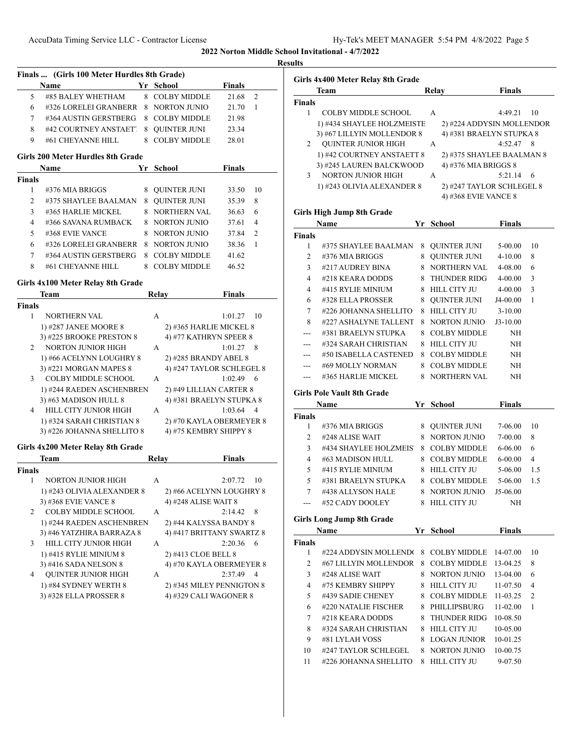**2022 Norton Middle School Invitational - 4/7/2022**

**Results**

### Finals ... (Girls 100 Meter Hurdles 8th Grade)

| | Name | Yr | School | Finals | |
|---|---|---|---|---|---|
| 5 | #85 BALEY WHETHAM | 8 | COLBY MIDDLE | 21.68 | 2 |
| 6 | #326 LORELEI GRANBERR | 8 | NORTON JUNIO | 21.70 | 1 |
| 7 | #364 AUSTIN GERSTBERG | 8 | COLBY MIDDLE | 21.98 | |
| 8 | #42 COURTNEY ANSTAETT | 8 | QUINTER JUNI | 23.34 | |
| 9 | #61 CHEYANNE HILL | 8 | COLBY MIDDLE | 28.01 | |

### Girls 200 Meter Hurdles 8th Grade

| | Name | Yr | School | Finals | |
|---|---|---|---|---|---|
| **Finals** | | | | | |
| 1 | #376 MIA BRIGGS | 8 | QUINTER JUNI | 33.50 | 10 |
| 2 | #375 SHAYLEE BAALMAN | 8 | QUINTER JUNI | 35.39 | 8 |
| 3 | #365 HARLIE MICKEL | 8 | NORTHERN VAL | 36.63 | 6 |
| 4 | #366 SAVANA RUMBACK | 8 | NORTON JUNIO | 37.61 | 4 |
| 5 | #368 EVIE VANCE | 8 | NORTON JUNIO | 37.84 | 2 |
| 6 | #326 LORELEI GRANBERR | 8 | NORTON JUNIO | 38.36 | 1 |
| 7 | #364 AUSTIN GERSTBERG | 8 | COLBY MIDDLE | 41.62 | |
| 8 | #61 CHEYANNE HILL | 8 | COLBY MIDDLE | 46.52 | |

### Girls 4x100 Meter Relay 8th Grade

| | Team | Relay | Finals | |
|---|---|---|---|---|
| **Finals** | | | | |
| 1 | NORTHERN VAL | A | 1:01.27 | 10 |
| | 1) #287 JANEE MOORE 8 | 2) #365 HARLIE MICKEL 8 | | |
| | 3) #225 BROOKE PRESTON 8 | 4) #77 KATHRYN SPEER 8 | | |
| 2 | NORTON JUNIOR HIGH | A | 1:01.27 | 8 |
| | 1) #66 ACELYNN LOUGHRY 8 | 2) #285 BRANDY ABEL 8 | | |
| | 3) #221 MORGAN MAPES 8 | 4) #247 TAYLOR SCHLEGEL 8 | | |
| 3 | COLBY MIDDLE SCHOOL | A | 1:02.49 | 6 |
| | 1) #244 RAEDEN ASCHENBREN | 2) #49 LILLIAN CARTER 8 | | |
| | 3) #63 MADISON HULL 8 | 4) #381 BRAELYN STUPKA 8 | | |
| 4 | HILL CITY JUNIOR HIGH | A | 1:03.64 | 4 |
| | 1) #324 SARAH CHRISTIAN 8 | 2) #70 KAYLA OBERMEYER 8 | | |
| | 3) #226 JOHANNA SHELLITO 8 | 4) #75 KEMBRY SHIPPY 8 | | |

### Girls 4x200 Meter Relay 8th Grade

| | Team | Relay | Finals | |
|---|---|---|---|---|
| **Finals** | | | | |
| 1 | NORTON JUNIOR HIGH | A | 2:07.72 | 10 |
| | 1) #243 OLIVIA ALEXANDER 8 | 2) #66 ACELYNN LOUGHRY 8 | | |
| | 3) #368 EVIE VANCE 8 | 4) #248 ALISE WAIT 8 | | |
| 2 | COLBY MIDDLE SCHOOL | A | 2:14.42 | 8 |
| | 1) #244 RAEDEN ASCHENBREN | 2) #44 KALYSSA BANDY 8 | | |
| | 3) #46 YATZHIRA BARRAZA 8 | 4) #417 BRITTANY SWARTZ 8 | | |
| 3 | HILL CITY JUNIOR HIGH | A | 2:20.36 | 6 |
| | 1) #415 RYLIE MINIUM 8 | 2) #413 CLOE BELL 8 | | |
| | 3) #416 SADA NELSON 8 | 4) #70 KAYLA OBERMEYER 8 | | |
| 4 | QUINTER JUNIOR HIGH | A | 2:37.49 | 4 |
| | 1) #84 SYDNEY WERTH 8 | 2) #345 MILEY PENNINGTON 8 | | |
| | 3) #328 ELLA PROSSER 8 | 4) #329 CALI WAGONER 8 | | |

### Girls 4x400 Meter Relay 8th Grade

| | Team | Relay | Finals | |
|---|---|---|---|---|
| **Finals** | | | | |
| 1 | COLBY MIDDLE SCHOOL | A | 4:49.21 | 10 |
| | 1) #434 SHAYLEE HOLZMEISTE | 2) #224 ADDYSIN MOLLENDOR | | |
| | 3) #67 LILLYIN MOLLENDOR 8 | 4) #381 BRAELYN STUPKA 8 | | |
| 2 | QUINTER JUNIOR HIGH | A | 4:52.47 | 8 |
| | 1) #42 COURTNEY ANSTAETT 8 | 2) #375 SHAYLEE BAALMAN 8 | | |
| | 3) #245 LAUREN BALCKWOOD | 4) #376 MIA BRIGGS 8 | | |
| 3 | NORTON JUNIOR HIGH | A | 5:21.14 | 6 |
| | 1) #243 OLIVIA ALEXANDER 8 | 2) #247 TAYLOR SCHLEGEL 8 | | |
| | | 4) #368 EVIE VANCE 8 | | |

### Girls High Jump 8th Grade

| | Name | Yr | School | Finals | |
|---|---|---|---|---|---|
| **Finals** | | | | | |
| 1 | #375 SHAYLEE BAALMAN | 8 | QUINTER JUNI | 5-00.00 | 10 |
| 2 | #376 MIA BRIGGS | 8 | QUINTER JUNI | 4-10.00 | 8 |
| 3 | #217 AUDREY BINA | 8 | NORTHERN VAL | 4-08.00 | 6 |
| 4 | #218 KEARA DODDS | 8 | THUNDER RIDG | 4-00.00 | 3 |
| 4 | #415 RYLIE MINIUM | 8 | HILL CITY JU | 4-00.00 | 3 |
| 6 | #328 ELLA PROSSER | 8 | QUINTER JUNI | J4-00.00 | 1 |
| 7 | #226 JOHANNA SHELLITO | 8 | HILL CITY JU | 3-10.00 | |
| 8 | #227 ASHALYNE TALLENT | 8 | NORTON JUNIO | J3-10.00 | |
| --- | #381 BRAELYN STUPKA | 8 | COLBY MIDDLE | NH | |
| --- | #324 SARAH CHRISTIAN | 8 | HILL CITY JU | NH | |
| --- | #50 ISABELLA CASTENED | 8 | COLBY MIDDLE | NH | |
| --- | #69 MOLLY NORMAN | 8 | COLBY MIDDLE | NH | |
| --- | #365 HARLIE MICKEL | 8 | NORTHERN VAL | NH | |

### Girls Pole Vault 8th Grade

| | Name | Yr | School | Finals | |
|---|---|---|---|---|---|
| **Finals** | | | | | |
| 1 | #376 MIA BRIGGS | 8 | QUINTER JUNI | 7-06.00 | 10 |
| 2 | #248 ALISE WAIT | 8 | NORTON JUNIO | 7-00.00 | 8 |
| 3 | #434 SHAYLEE HOLZMEIS | 8 | COLBY MIDDLE | 6-06.00 | 6 |
| 4 | #63 MADISON HULL | 8 | COLBY MIDDLE | 6-00.00 | 4 |
| 5 | #415 RYLIE MINIUM | 8 | HILL CITY JU | 5-06.00 | 1.5 |
| 5 | #381 BRAELYN STUPKA | 8 | COLBY MIDDLE | 5-06.00 | 1.5 |
| 7 | #438 ALLYSON HALE | 8 | NORTON JUNIO | J5-06.00 | |
| --- | #52 CADY DOOLEY | 8 | HILL CITY JU | NH | |

### Girls Long Jump 8th Grade

| | Name | Yr | School | Finals | |
|---|---|---|---|---|---|
| **Finals** | | | | | |
| 1 | #224 ADDYSIN MOLLEND( | 8 | COLBY MIDDLE | 14-07.00 | 10 |
| 2 | #67 LILLYIN MOLLENDOR | 8 | COLBY MIDDLE | 13-04.25 | 8 |
| 3 | #248 ALISE WAIT | 8 | NORTON JUNIO | 13-04.00 | 6 |
| 4 | #75 KEMBRY SHIPPY | 8 | HILL CITY JU | 11-07.50 | 4 |
| 5 | #439 SADIE CHENEY | 8 | COLBY MIDDLE | 11-03.25 | 2 |
| 6 | #220 NATALIE FISCHER | 8 | PHILLIPSBURG | 11-02.00 | 1 |
| 7 | #218 KEARA DODDS | 8 | THUNDER RIDG | 10-08.50 | |
| 8 | #324 SARAH CHRISTIAN | 8 | HILL CITY JU | 10-05.00 | |
| 9 | #81 LYLAH VOSS | 8 | LOGAN JUNIOR | 10-01.25 | |
| 10 | #247 TAYLOR SCHLEGEL | 8 | NORTON JUNIO | 10-00.75 | |
| 11 | #226 JOHANNA SHELLITO | 8 | HILL CITY JU | 9-07.50 | |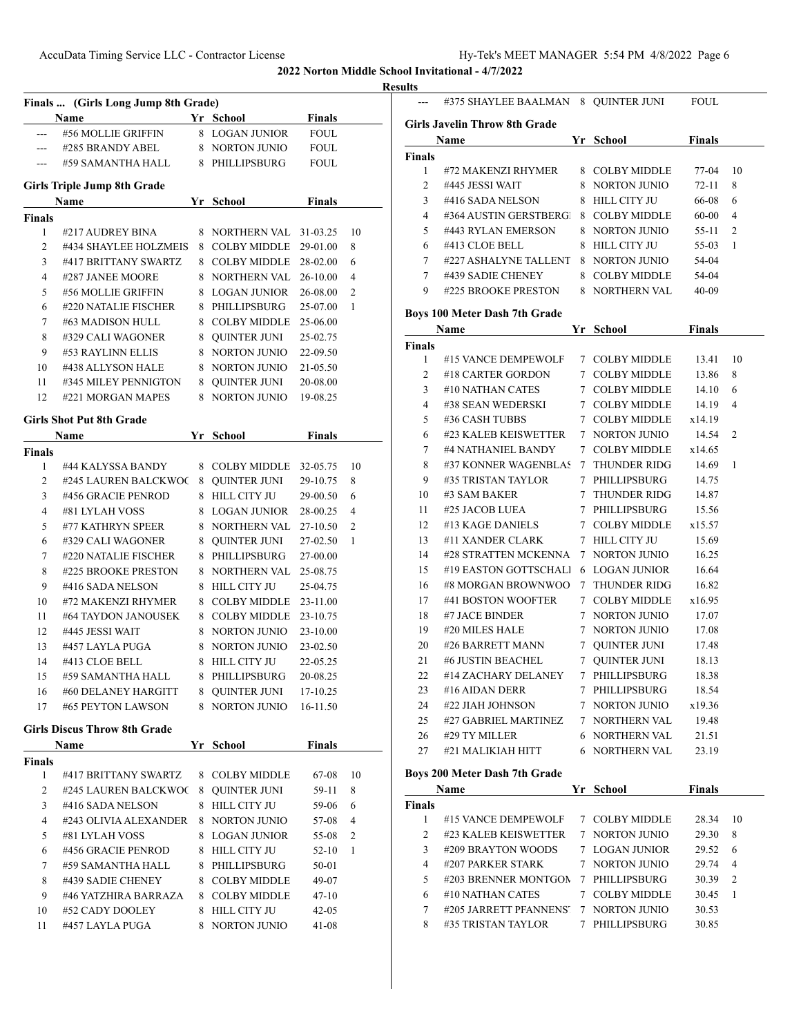**2022 Norton Middle School Invitational - 4/7/2022**

**Results**

### Finals ... (Girls Long Jump 8th Grade)

| | Name | Yr | School | Finals | |
|---|---|---|---|---|---|
| --- | #56 MOLLIE GRIFFIN | 8 | LOGAN JUNIOR | FOUL | |
| --- | #285 BRANDY ABEL | 8 | NORTON JUNIO | FOUL | |
| --- | #59 SAMANTHA HALL | 8 | PHILLIPSBURG | FOUL | |

### Girls Triple Jump 8th Grade

| | Name | Yr | School | Finals | |
|---|---|---|---|---|---|
| **Finals** | | | | | |
| 1 | #217 AUDREY BINA | 8 | NORTHERN VAL | 31-03.25 | 10 |
| 2 | #434 SHAYLEE HOLZMEIS | 8 | COLBY MIDDLE | 29-01.00 | 8 |
| 3 | #417 BRITTANY SWARTZ | 8 | COLBY MIDDLE | 28-02.00 | 6 |
| 4 | #287 JANEE MOORE | 8 | NORTHERN VAL | 26-10.00 | 4 |
| 5 | #56 MOLLIE GRIFFIN | 8 | LOGAN JUNIOR | 26-08.00 | 2 |
| 6 | #220 NATALIE FISCHER | 8 | PHILLIPSBURG | 25-07.00 | 1 |
| 7 | #63 MADISON HULL | 8 | COLBY MIDDLE | 25-06.00 | |
| 8 | #329 CALI WAGONER | 8 | QUINTER JUNI | 25-02.75 | |
| 9 | #53 RAYLINN ELLIS | 8 | NORTON JUNIO | 22-09.50 | |
| 10 | #438 ALLYSON HALE | 8 | NORTON JUNIO | 21-05.50 | |
| 11 | #345 MILEY PENNIGTON | 8 | QUINTER JUNI | 20-08.00 | |
| 12 | #221 MORGAN MAPES | 8 | NORTON JUNIO | 19-08.25 | |

### Girls Shot Put 8th Grade

| | Name | Yr | School | Finals | |
|---|---|---|---|---|---|
| **Finals** | | | | | |
| 1 | #44 KALYSSA BANDY | 8 | COLBY MIDDLE | 32-05.75 | 10 |
| 2 | #245 LAUREN BALCKWOC | 8 | QUINTER JUNI | 29-10.75 | 8 |
| 3 | #456 GRACIE PENROD | 8 | HILL CITY JU | 29-00.50 | 6 |
| 4 | #81 LYLAH VOSS | 8 | LOGAN JUNIOR | 28-00.25 | 4 |
| 5 | #77 KATHRYN SPEER | 8 | NORTHERN VAL | 27-10.50 | 2 |
| 6 | #329 CALI WAGONER | 8 | QUINTER JUNI | 27-02.50 | 1 |
| 7 | #220 NATALIE FISCHER | 8 | PHILLIPSBURG | 27-00.00 | |
| 8 | #225 BROOKE PRESTON | 8 | NORTHERN VAL | 25-08.75 | |
| 9 | #416 SADA NELSON | 8 | HILL CITY JU | 25-04.75 | |
| 10 | #72 MAKENZI RHYMER | 8 | COLBY MIDDLE | 23-11.00 | |
| 11 | #64 TAYDON JANOUSEK | 8 | COLBY MIDDLE | 23-10.75 | |
| 12 | #445 JESSI WAIT | 8 | NORTON JUNIO | 23-10.00 | |
| 13 | #457 LAYLA PUGA | 8 | NORTON JUNIO | 23-02.50 | |
| 14 | #413 CLOE BELL | 8 | HILL CITY JU | 22-05.25 | |
| 15 | #59 SAMANTHA HALL | 8 | PHILLIPSBURG | 20-08.25 | |
| 16 | #60 DELANEY HARGITT | 8 | QUINTER JUNI | 17-10.25 | |
| 17 | #65 PEYTON LAWSON | 8 | NORTON JUNIO | 16-11.50 | |

### Girls Discus Throw 8th Grade

| | Name | Yr | School | Finals | |
|---|---|---|---|---|---|
| **Finals** | | | | | |
| 1 | #417 BRITTANY SWARTZ | 8 | COLBY MIDDLE | 67-08 | 10 |
| 2 | #245 LAUREN BALCKWOC | 8 | QUINTER JUNI | 59-11 | 8 |
| 3 | #416 SADA NELSON | 8 | HILL CITY JU | 59-06 | 6 |
| 4 | #243 OLIVIA ALEXANDER | 8 | NORTON JUNIO | 57-08 | 4 |
| 5 | #81 LYLAH VOSS | 8 | LOGAN JUNIOR | 55-08 | 2 |
| 6 | #456 GRACIE PENROD | 8 | HILL CITY JU | 52-10 | 1 |
| 7 | #59 SAMANTHA HALL | 8 | PHILLIPSBURG | 50-01 | |
| 8 | #439 SADIE CHENEY | 8 | COLBY MIDDLE | 49-07 | |
| 9 | #46 YATZHIRA BARRAZA | 8 | COLBY MIDDLE | 47-10 | |
| 10 | #52 CADY DOOLEY | 8 | HILL CITY JU | 42-05 | |
| 11 | #457 LAYLA PUGA | 8 | NORTON JUNIO | 41-08 | |
| --- | #375 SHAYLEE BAALMAN | 8 | QUINTER JUNI | FOUL | |

### Girls Javelin Throw 8th Grade

| | Name | Yr | School | Finals | |
|---|---|---|---|---|---|
| **Finals** | | | | | |
| 1 | #72 MAKENZI RHYMER | 8 | COLBY MIDDLE | 77-04 | 10 |
| 2 | #445 JESSI WAIT | 8 | NORTON JUNIO | 72-11 | 8 |
| 3 | #416 SADA NELSON | 8 | HILL CITY JU | 66-08 | 6 |
| 4 | #364 AUSTIN GERSTBERGI | 8 | COLBY MIDDLE | 60-00 | 4 |
| 5 | #443 RYLAN EMERSON | 8 | NORTON JUNIO | 55-11 | 2 |
| 6 | #413 CLOE BELL | 8 | HILL CITY JU | 55-03 | 1 |
| 7 | #227 ASHALYNE TALLENT | 8 | NORTON JUNIO | 54-04 | |
| 7 | #439 SADIE CHENEY | 8 | COLBY MIDDLE | 54-04 | |
| 9 | #225 BROOKE PRESTON | 8 | NORTHERN VAL | 40-09 | |

### Boys 100 Meter Dash 7th Grade

| | Name | Yr | School | Finals | |
|---|---|---|---|---|---|
| **Finals** | | | | | |
| 1 | #15 VANCE DEMPEWOLF | 7 | COLBY MIDDLE | 13.41 | 10 |
| 2 | #18 CARTER GORDON | 7 | COLBY MIDDLE | 13.86 | 8 |
| 3 | #10 NATHAN CATES | 7 | COLBY MIDDLE | 14.10 | 6 |
| 4 | #38 SEAN WEDERSKI | 7 | COLBY MIDDLE | 14.19 | 4 |
| 5 | #36 CASH TUBBS | 7 | COLBY MIDDLE | x14.19 | |
| 6 | #23 KALEB KEISWETTER | 7 | NORTON JUNIO | 14.54 | 2 |
| 7 | #4 NATHANIEL BANDY | 7 | COLBY MIDDLE | x14.65 | |
| 8 | #37 KONNER WAGENBLAS | 7 | THUNDER RIDG | 14.69 | 1 |
| 9 | #35 TRISTAN TAYLOR | 7 | PHILLIPSBURG | 14.75 | |
| 10 | #3 SAM BAKER | 7 | THUNDER RIDG | 14.87 | |
| 11 | #25 JACOB LUEA | 7 | PHILLIPSBURG | 15.56 | |
| 12 | #13 KAGE DANIELS | 7 | COLBY MIDDLE | x15.57 | |
| 13 | #11 XANDER CLARK | 7 | HILL CITY JU | 15.69 | |
| 14 | #28 STRATTEN MCKENNA | 7 | NORTON JUNIO | 16.25 | |
| 15 | #19 EASTON GOTTSCHALI | 6 | LOGAN JUNIOR | 16.64 | |
| 16 | #8 MORGAN BROWNWOO | 7 | THUNDER RIDG | 16.82 | |
| 17 | #41 BOSTON WOOFTER | 7 | COLBY MIDDLE | x16.95 | |
| 18 | #7 JACE BINDER | 7 | NORTON JUNIO | 17.07 | |
| 19 | #20 MILES HALE | 7 | NORTON JUNIO | 17.08 | |
| 20 | #26 BARRETT MANN | 7 | QUINTER JUNI | 17.48 | |
| 21 | #6 JUSTIN BEACHEL | 7 | QUINTER JUNI | 18.13 | |
| 22 | #14 ZACHARY DELANEY | 7 | PHILLIPSBURG | 18.38 | |
| 23 | #16 AIDAN DERR | 7 | PHILLIPSBURG | 18.54 | |
| 24 | #22 JIAH JOHNSON | 7 | NORTON JUNIO | x19.36 | |
| 25 | #27 GABRIEL MARTINEZ | 7 | NORTHERN VAL | 19.48 | |
| 26 | #29 TY MILLER | 6 | NORTHERN VAL | 21.51 | |
| 27 | #21 MALIKIAH HITT | 6 | NORTHERN VAL | 23.19 | |

### Boys 200 Meter Dash 7th Grade

| | Name | Yr | School | Finals | |
|---|---|---|---|---|---|
| **Finals** | | | | | |
| 1 | #15 VANCE DEMPEWOLF | 7 | COLBY MIDDLE | 28.34 | 10 |
| 2 | #23 KALEB KEISWETTER | 7 | NORTON JUNIO | 29.30 | 8 |
| 3 | #209 BRAYTON WOODS | 7 | LOGAN JUNIOR | 29.52 | 6 |
| 4 | #207 PARKER STARK | 7 | NORTON JUNIO | 29.74 | 4 |
| 5 | #203 BRENNER MONTGOM | 7 | PHILLIPSBURG | 30.39 | 2 |
| 6 | #10 NATHAN CATES | 7 | COLBY MIDDLE | 30.45 | 1 |
| 7 | #205 JARRETT PFANNENS | 7 | NORTON JUNIO | 30.53 | |
| 8 | #35 TRISTAN TAYLOR | 7 | PHILLIPSBURG | 30.85 | |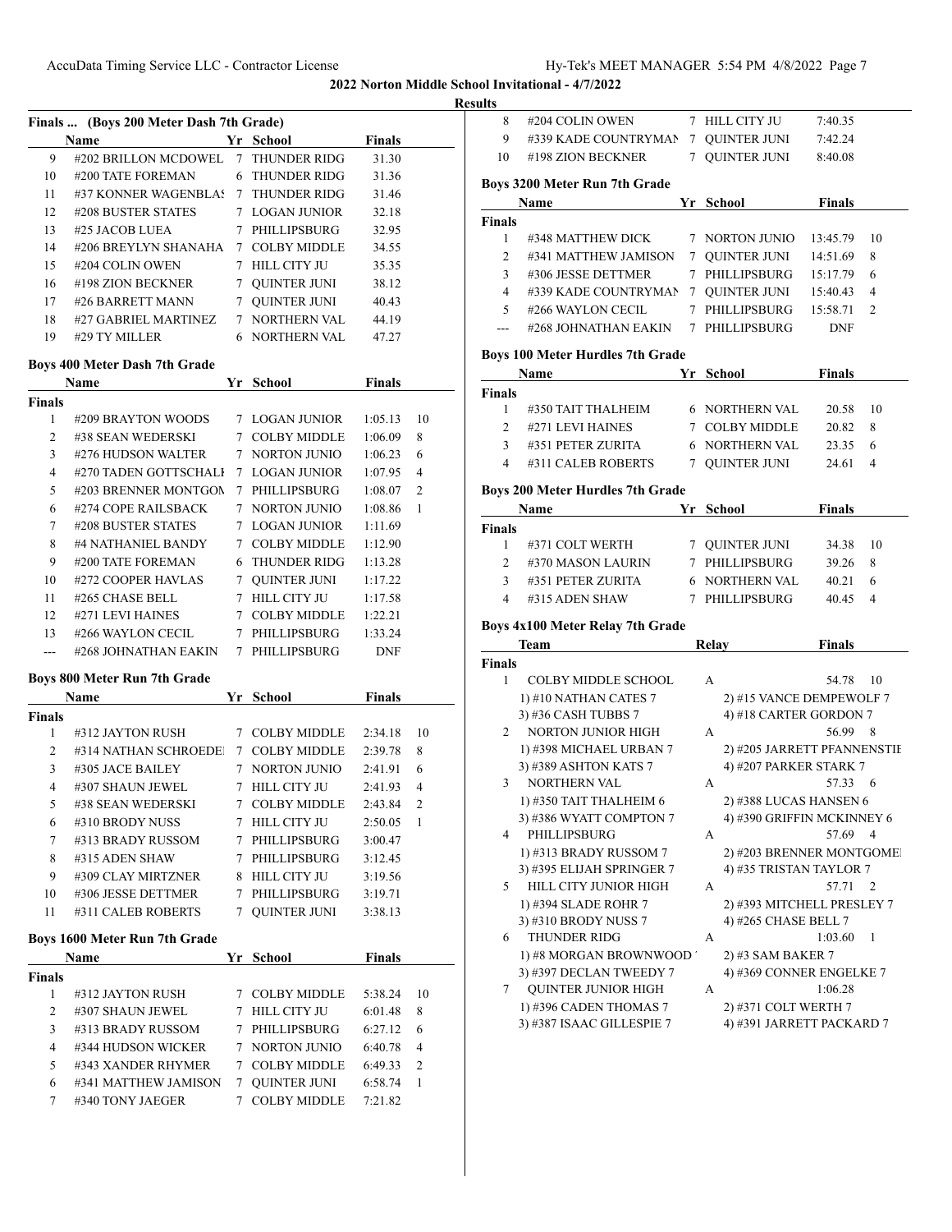**2022 Norton Middle School Invitational - 4/7/2022**

**Results**

### Finals ... (Boys 200 Meter Dash 7th Grade)

| | Name | Yr | School | Finals | |
|---|---|---|---|---|---|
| 9 | #202 BRILLON MCDOWEL | 7 | THUNDER RIDG | 31.30 | |
| 10 | #200 TATE FOREMAN | 6 | THUNDER RIDG | 31.36 | |
| 11 | #37 KONNER WAGENBLAS | 7 | THUNDER RIDG | 31.46 | |
| 12 | #208 BUSTER STATES | 7 | LOGAN JUNIOR | 32.18 | |
| 13 | #25 JACOB LUEA | 7 | PHILLIPSBURG | 32.95 | |
| 14 | #206 BREYLYN SHANAHA | 7 | COLBY MIDDLE | 34.55 | |
| 15 | #204 COLIN OWEN | 7 | HILL CITY JU | 35.35 | |
| 16 | #198 ZION BECKNER | 7 | QUINTER JUNI | 38.12 | |
| 17 | #26 BARRETT MANN | 7 | QUINTER JUNI | 40.43 | |
| 18 | #27 GABRIEL MARTINEZ | 7 | NORTHERN VAL | 44.19 | |
| 19 | #29 TY MILLER | 6 | NORTHERN VAL | 47.27 | |

### Boys 400 Meter Dash 7th Grade

| | Name | Yr | School | Finals | |
|---|---|---|---|---|---|
| **Finals** | | | | | |
| 1 | #209 BRAYTON WOODS | 7 | LOGAN JUNIOR | 1:05.13 | 10 |
| 2 | #38 SEAN WEDERSKI | 7 | COLBY MIDDLE | 1:06.09 | 8 |
| 3 | #276 HUDSON WALTER | 7 | NORTON JUNIO | 1:06.23 | 6 |
| 4 | #270 TADEN GOTTSCHALI | 7 | LOGAN JUNIOR | 1:07.95 | 4 |
| 5 | #203 BRENNER MONTGON | 7 | PHILLIPSBURG | 1:08.07 | 2 |
| 6 | #274 COPE RAILSBACK | 7 | NORTON JUNIO | 1:08.86 | 1 |
| 7 | #208 BUSTER STATES | 7 | LOGAN JUNIOR | 1:11.69 | |
| 8 | #4 NATHANIEL BANDY | 7 | COLBY MIDDLE | 1:12.90 | |
| 9 | #200 TATE FOREMAN | 6 | THUNDER RIDG | 1:13.28 | |
| 10 | #272 COOPER HAVLAS | 7 | QUINTER JUNI | 1:17.22 | |
| 11 | #265 CHASE BELL | 7 | HILL CITY JU | 1:17.58 | |
| 12 | #271 LEVI HAINES | 7 | COLBY MIDDLE | 1:22.21 | |
| 13 | #266 WAYLON CECIL | 7 | PHILLIPSBURG | 1:33.24 | |
| --- | #268 JOHNATHAN EAKIN | 7 | PHILLIPSBURG | DNF | |

### Boys 800 Meter Run 7th Grade

| | Name | Yr | School | Finals | |
|---|---|---|---|---|---|
| **Finals** | | | | | |
| 1 | #312 JAYTON RUSH | 7 | COLBY MIDDLE | 2:34.18 | 10 |
| 2 | #314 NATHAN SCHROEDE | 7 | COLBY MIDDLE | 2:39.78 | 8 |
| 3 | #305 JACE BAILEY | 7 | NORTON JUNIO | 2:41.91 | 6 |
| 4 | #307 SHAUN JEWEL | 7 | HILL CITY JU | 2:41.93 | 4 |
| 5 | #38 SEAN WEDERSKI | 7 | COLBY MIDDLE | 2:43.84 | 2 |
| 6 | #310 BRODY NUSS | 7 | HILL CITY JU | 2:50.05 | 1 |
| 7 | #313 BRADY RUSSOM | 7 | PHILLIPSBURG | 3:00.47 | |
| 8 | #315 ADEN SHAW | 7 | PHILLIPSBURG | 3:12.45 | |
| 9 | #309 CLAY MIRTZNER | 8 | HILL CITY JU | 3:19.56 | |
| 10 | #306 JESSE DETTMER | 7 | PHILLIPSBURG | 3:19.71 | |
| 11 | #311 CALEB ROBERTS | 7 | QUINTER JUNI | 3:38.13 | |

### Boys 1600 Meter Run 7th Grade

| | Name | Yr | School | Finals | |
|---|---|---|---|---|---|
| **Finals** | | | | | |
| 1 | #312 JAYTON RUSH | 7 | COLBY MIDDLE | 5:38.24 | 10 |
| 2 | #307 SHAUN JEWEL | 7 | HILL CITY JU | 6:01.48 | 8 |
| 3 | #313 BRADY RUSSOM | 7 | PHILLIPSBURG | 6:27.12 | 6 |
| 4 | #344 HUDSON WICKER | 7 | NORTON JUNIO | 6:40.78 | 4 |
| 5 | #343 XANDER RHYMER | 7 | COLBY MIDDLE | 6:49.33 | 2 |
| 6 | #341 MATTHEW JAMISON | 7 | QUINTER JUNI | 6:58.74 | 1 |
| 7 | #340 TONY JAEGER | 7 | COLBY MIDDLE | 7:21.82 | |
| 8 | #204 COLIN OWEN | 7 | HILL CITY JU | 7:40.35 | |
| 9 | #339 KADE COUNTRYMAN | 7 | QUINTER JUNI | 7:42.24 | |
| 10 | #198 ZION BECKNER | 7 | QUINTER JUNI | 8:40.08 | |

### Boys 3200 Meter Run 7th Grade

| | Name | Yr | School | Finals | |
|---|---|---|---|---|---|
| **Finals** | | | | | |
| 1 | #348 MATTHEW DICK | 7 | NORTON JUNIO | 13:45.79 | 10 |
| 2 | #341 MATTHEW JAMISON | 7 | QUINTER JUNI | 14:51.69 | 8 |
| 3 | #306 JESSE DETTMER | 7 | PHILLIPSBURG | 15:17.79 | 6 |
| 4 | #339 KADE COUNTRYMAN | 7 | QUINTER JUNI | 15:40.43 | 4 |
| 5 | #266 WAYLON CECIL | 7 | PHILLIPSBURG | 15:58.71 | 2 |
| --- | #268 JOHNATHAN EAKIN | 7 | PHILLIPSBURG | DNF | |

### Boys 100 Meter Hurdles 7th Grade

| | Name | Yr | School | Finals | |
|---|---|---|---|---|---|
| **Finals** | | | | | |
| 1 | #350 TAIT THALHEIM | 6 | NORTHERN VAL | 20.58 | 10 |
| 2 | #271 LEVI HAINES | 7 | COLBY MIDDLE | 20.82 | 8 |
| 3 | #351 PETER ZURITA | 6 | NORTHERN VAL | 23.35 | 6 |
| 4 | #311 CALEB ROBERTS | 7 | QUINTER JUNI | 24.61 | 4 |

### Boys 200 Meter Hurdles 7th Grade

| | Name | Yr | School | Finals | |
|---|---|---|---|---|---|
| **Finals** | | | | | |
| 1 | #371 COLT WERTH | 7 | QUINTER JUNI | 34.38 | 10 |
| 2 | #370 MASON LAURIN | 7 | PHILLIPSBURG | 39.26 | 8 |
| 3 | #351 PETER ZURITA | 6 | NORTHERN VAL | 40.21 | 6 |
| 4 | #315 ADEN SHAW | 7 | PHILLIPSBURG | 40.45 | 4 |

### Boys 4x100 Meter Relay 7th Grade

| | Team | Relay | Finals | |
|---|---|---|---|---|
| **Finals** | | | | |
| 1 | COLBY MIDDLE SCHOOL | A | 54.78 | 10 |
| | 1) #10 NATHAN CATES 7 | 2) #15 VANCE DEMPEWOLF 7 | | |
| | 3) #36 CASH TUBBS 7 | 4) #18 CARTER GORDON 7 | | |
| 2 | NORTON JUNIOR HIGH | A | 56.99 | 8 |
| | 1) #398 MICHAEL URBAN 7 | 2) #205 JARRETT PFANNENSTIE | | |
| | 3) #389 ASHTON KATS 7 | 4) #207 PARKER STARK 7 | | |
| 3 | NORTHERN VAL | A | 57.33 | 6 |
| | 1) #350 TAIT THALHEIM 6 | 2) #388 LUCAS HANSEN 6 | | |
| | 3) #386 WYATT COMPTON 7 | 4) #390 GRIFFIN MCKINNEY 6 | | |
| 4 | PHILLIPSBURG | A | 57.69 | 4 |
| | 1) #313 BRADY RUSSOM 7 | 2) #203 BRENNER MONTGOME | | |
| | 3) #395 ELIJAH SPRINGER 7 | 4) #35 TRISTAN TAYLOR 7 | | |
| 5 | HILL CITY JUNIOR HIGH | A | 57.71 | 2 |
| | 1) #394 SLADE ROHR 7 | 2) #393 MITCHELL PRESLEY 7 | | |
| | 3) #310 BRODY NUSS 7 | 4) #265 CHASE BELL 7 | | |
| 6 | THUNDER RIDG | A | 1:03.60 | 1 |
| | 1) #8 MORGAN BROWNWOOD | 2) #3 SAM BAKER 7 | | |
| | 3) #397 DECLAN TWEEDY 7 | 4) #369 CONNER ENGELKE 7 | | |
| 7 | QUINTER JUNIOR HIGH | A | 1:06.28 | |
| | 1) #396 CADEN THOMAS 7 | 2) #371 COLT WERTH 7 | | |
| | 3) #387 ISAAC GILLESPIE 7 | 4) #391 JARRETT PACKARD 7 | | |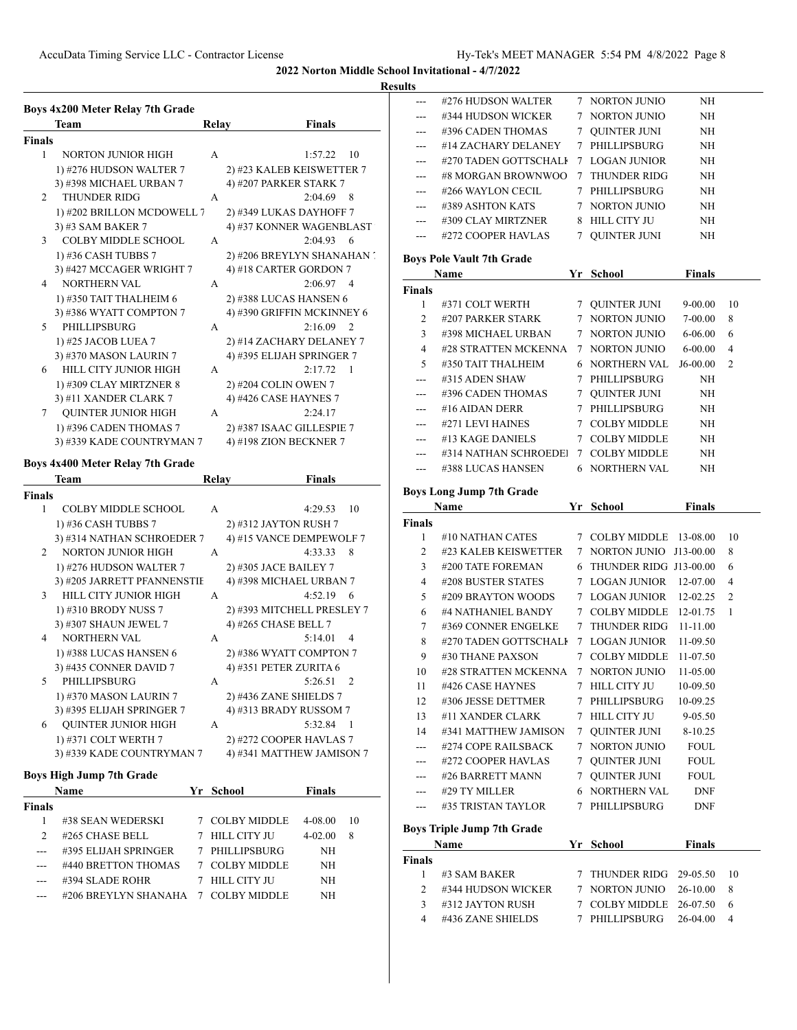## 2022 Norton Middle School Invitational - 4/7/2022

### Results

### Boys 4x200 Meter Relay 7th Grade

| | Team | Relay | Finals | |
|---|---|---|---|---|
| **Finals** | | | | |
| 1 | NORTON JUNIOR HIGH | A | 1:57.22 | 10 |
| | 1) #276 HUDSON WALTER 7 | 2) #23 KALEB KEISWETTER 7 | | |
| | 3) #398 MICHAEL URBAN 7 | 4) #207 PARKER STARK 7 | | |
| 2 | THUNDER RIDG | A | 2:04.69 | 8 |
| | 1) #202 BRILLON MCDOWELL 7 | 2) #349 LUKAS DAYHOFF 7 | | |
| | 3) #3 SAM BAKER 7 | 4) #37 KONNER WAGENBLAST | | |
| 3 | COLBY MIDDLE SCHOOL | A | 2:04.93 | 6 |
| | 1) #36 CASH TUBBS 7 | 2) #206 BREYLYN SHANAHAN 7 | | |
| | 3) #427 MCCAGER WRIGHT 7 | 4) #18 CARTER GORDON 7 | | |
| 4 | NORTHERN VAL | A | 2:06.97 | 4 |
| | 1) #350 TAIT THALHEIM 6 | 2) #388 LUCAS HANSEN 6 | | |
| | 3) #386 WYATT COMPTON 7 | 4) #390 GRIFFIN MCKINNEY 6 | | |
| 5 | PHILLIPSBURG | A | 2:16.09 | 2 |
| | 1) #25 JACOB LUEA 7 | 2) #14 ZACHARY DELANEY 7 | | |
| | 3) #370 MASON LAURIN 7 | 4) #395 ELIJAH SPRINGER 7 | | |
| 6 | HILL CITY JUNIOR HIGH | A | 2:17.72 | 1 |
| | 1) #309 CLAY MIRTZNER 8 | 2) #204 COLIN OWEN 7 | | |
| | 3) #11 XANDER CLARK 7 | 4) #426 CASE HAYNES 7 | | |
| 7 | QUINTER JUNIOR HIGH | A | 2:24.17 | |
| | 1) #396 CADEN THOMAS 7 | 2) #387 ISAAC GILLESPIE 7 | | |
| | 3) #339 KADE COUNTRYMAN 7 | 4) #198 ZION BECKNER 7 | | |

### Boys 4x400 Meter Relay 7th Grade

| | Team | Relay | Finals | |
|---|---|---|---|---|
| **Finals** | | | | |
| 1 | COLBY MIDDLE SCHOOL | A | 4:29.53 | 10 |
| | 1) #36 CASH TUBBS 7 | 2) #312 JAYTON RUSH 7 | | |
| | 3) #314 NATHAN SCHROEDER 7 | 4) #15 VANCE DEMPEWOLF 7 | | |
| 2 | NORTON JUNIOR HIGH | A | 4:33.33 | 8 |
| | 1) #276 HUDSON WALTER 7 | 2) #305 JACE BAILEY 7 | | |
| | 3) #205 JARRETT PFANNENSTIE | 4) #398 MICHAEL URBAN 7 | | |
| 3 | HILL CITY JUNIOR HIGH | A | 4:52.19 | 6 |
| | 1) #310 BRODY NUSS 7 | 2) #393 MITCHELL PRESLEY 7 | | |
| | 3) #307 SHAUN JEWEL 7 | 4) #265 CHASE BELL 7 | | |
| 4 | NORTHERN VAL | A | 5:14.01 | 4 |
| | 1) #388 LUCAS HANSEN 6 | 2) #386 WYATT COMPTON 7 | | |
| | 3) #435 CONNER DAVID 7 | 4) #351 PETER ZURITA 6 | | |
| 5 | PHILLIPSBURG | A | 5:26.51 | 2 |
| | 1) #370 MASON LAURIN 7 | 2) #436 ZANE SHIELDS 7 | | |
| | 3) #395 ELIJAH SPRINGER 7 | 4) #313 BRADY RUSSOM 7 | | |
| 6 | QUINTER JUNIOR HIGH | A | 5:32.84 | 1 |
| | 1) #371 COLT WERTH 7 | 2) #272 COOPER HAVLAS 7 | | |
| | 3) #339 KADE COUNTRYMAN 7 | 4) #341 MATTHEW JAMISON 7 | | |

### Boys High Jump 7th Grade

| | Name | Yr | School | Finals | |
|---|---|---|---|---|---|
| **Finals** | | | | | |
| 1 | #38 SEAN WEDERSKI | 7 | COLBY MIDDLE | 4-08.00 | 10 |
| 2 | #265 CHASE BELL | 7 | HILL CITY JU | 4-02.00 | 8 |
| --- | #395 ELIJAH SPRINGER | 7 | PHILLIPSBURG | NH | |
| --- | #440 BRETTON THOMAS | 7 | COLBY MIDDLE | NH | |
| --- | #394 SLADE ROHR | 7 | HILL CITY JU | NH | |
| --- | #206 BREYLYN SHANAHA | 7 | COLBY MIDDLE | NH | |
| --- | #276 HUDSON WALTER | 7 | NORTON JUNIO | NH | |
| --- | #344 HUDSON WICKER | 7 | NORTON JUNIO | NH | |
| --- | #396 CADEN THOMAS | 7 | QUINTER JUNI | NH | |
| --- | #14 ZACHARY DELANEY | 7 | PHILLIPSBURG | NH | |
| --- | #270 TADEN GOTTSCHALK | 7 | LOGAN JUNIOR | NH | |
| --- | #8 MORGAN BROWNWOO | 7 | THUNDER RIDG | NH | |
| --- | #266 WAYLON CECIL | 7 | PHILLIPSBURG | NH | |
| --- | #389 ASHTON KATS | 7 | NORTON JUNIO | NH | |
| --- | #309 CLAY MIRTZNER | 8 | HILL CITY JU | NH | |
| --- | #272 COOPER HAVLAS | 7 | QUINTER JUNI | NH | |

### Boys Pole Vault 7th Grade

| | Name | Yr | School | Finals | |
|---|---|---|---|---|---|
| **Finals** | | | | | |
| 1 | #371 COLT WERTH | 7 | QUINTER JUNI | 9-00.00 | 10 |
| 2 | #207 PARKER STARK | 7 | NORTON JUNIO | 7-00.00 | 8 |
| 3 | #398 MICHAEL URBAN | 7 | NORTON JUNIO | 6-06.00 | 6 |
| 4 | #28 STRATTEN MCKENNA | 7 | NORTON JUNIO | 6-00.00 | 4 |
| 5 | #350 TAIT THALHEIM | 6 | NORTHERN VAL | J6-00.00 | 2 |
| --- | #315 ADEN SHAW | 7 | PHILLIPSBURG | NH | |
| --- | #396 CADEN THOMAS | 7 | QUINTER JUNI | NH | |
| --- | #16 AIDAN DERR | 7 | PHILLIPSBURG | NH | |
| --- | #271 LEVI HAINES | 7 | COLBY MIDDLE | NH | |
| --- | #13 KAGE DANIELS | 7 | COLBY MIDDLE | NH | |
| --- | #314 NATHAN SCHROEDEI | 7 | COLBY MIDDLE | NH | |
| --- | #388 LUCAS HANSEN | 6 | NORTHERN VAL | NH | |

### Boys Long Jump 7th Grade

| | Name | Yr | School | Finals | |
|---|---|---|---|---|---|
| **Finals** | | | | | |
| 1 | #10 NATHAN CATES | 7 | COLBY MIDDLE | 13-08.00 | 10 |
| 2 | #23 KALEB KEISWETTER | 7 | NORTON JUNIO | J13-00.00 | 8 |
| 3 | #200 TATE FOREMAN | 6 | THUNDER RIDG | J13-00.00 | 6 |
| 4 | #208 BUSTER STATES | 7 | LOGAN JUNIOR | 12-07.00 | 4 |
| 5 | #209 BRAYTON WOODS | 7 | LOGAN JUNIOR | 12-02.25 | 2 |
| 6 | #4 NATHANIEL BANDY | 7 | COLBY MIDDLE | 12-01.75 | 1 |
| 7 | #369 CONNER ENGELKE | 7 | THUNDER RIDG | 11-11.00 | |
| 8 | #270 TADEN GOTTSCHALK | 7 | LOGAN JUNIOR | 11-09.50 | |
| 9 | #30 THANE PAXSON | 7 | COLBY MIDDLE | 11-07.50 | |
| 10 | #28 STRATTEN MCKENNA | 7 | NORTON JUNIO | 11-05.00 | |
| 11 | #426 CASE HAYNES | 7 | HILL CITY JU | 10-09.50 | |
| 12 | #306 JESSE DETTMER | 7 | PHILLIPSBURG | 10-09.25 | |
| 13 | #11 XANDER CLARK | 7 | HILL CITY JU | 9-05.50 | |
| 14 | #341 MATTHEW JAMISON | 7 | QUINTER JUNI | 8-10.25 | |
| --- | #274 COPE RAILSBACK | 7 | NORTON JUNIO | FOUL | |
| --- | #272 COOPER HAVLAS | 7 | QUINTER JUNI | FOUL | |
| --- | #26 BARRETT MANN | 7 | QUINTER JUNI | FOUL | |
| --- | #29 TY MILLER | 6 | NORTHERN VAL | DNF | |
| --- | #35 TRISTAN TAYLOR | 7 | PHILLIPSBURG | DNF | |

### Boys Triple Jump 7th Grade

| | Name | Yr | School | Finals | |
|---|---|---|---|---|---|
| **Finals** | | | | | |
| 1 | #3 SAM BAKER | 7 | THUNDER RIDG | 29-05.50 | 10 |
| 2 | #344 HUDSON WICKER | 7 | NORTON JUNIO | 26-10.00 | 8 |
| 3 | #312 JAYTON RUSH | 7 | COLBY MIDDLE | 26-07.50 | 6 |
| 4 | #436 ZANE SHIELDS | 7 | PHILLIPSBURG | 26-04.00 | 4 |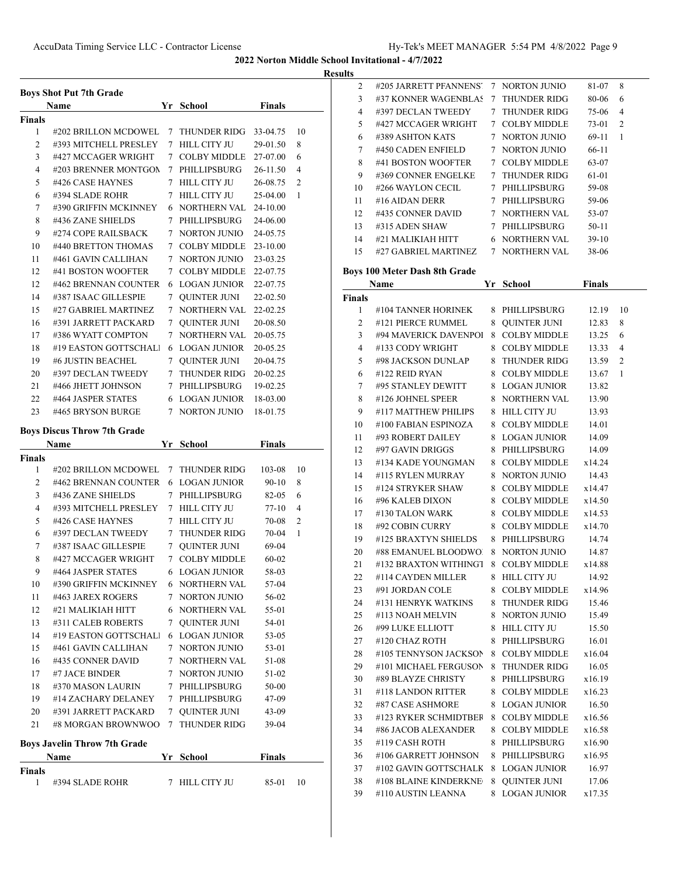## 2022 Norton Middle School Invitational - 4/7/2022

### Results

**Boys Shot Put 7th Grade**

| | Name | Yr | School | Finals | |
|---|---|---|---|---|---|
| **Finals** | | | | | |
| 1 | #202 BRILLON MCDOWEL | 7 | THUNDER RIDG | 33-04.75 | 10 |
| 2 | #393 MITCHELL PRESLEY | 7 | HILL CITY JU | 29-01.50 | 8 |
| 3 | #427 MCCAGER WRIGHT | 7 | COLBY MIDDLE | 27-07.00 | 6 |
| 4 | #203 BRENNER MONTGON | 7 | PHILLIPSBURG | 26-11.50 | 4 |
| 5 | #426 CASE HAYNES | 7 | HILL CITY JU | 26-08.75 | 2 |
| 6 | #394 SLADE ROHR | 7 | HILL CITY JU | 25-04.00 | 1 |
| 7 | #390 GRIFFIN MCKINNEY | 6 | NORTHERN VAL | 24-10.00 | |
| 8 | #436 ZANE SHIELDS | 7 | PHILLIPSBURG | 24-06.00 | |
| 9 | #274 COPE RAILSBACK | 7 | NORTON JUNIO | 24-05.75 | |
| 10 | #440 BRETTON THOMAS | 7 | COLBY MIDDLE | 23-10.00 | |
| 11 | #461 GAVIN CALLIHAN | 7 | NORTON JUNIO | 23-03.25 | |
| 12 | #41 BOSTON WOOFTER | 7 | COLBY MIDDLE | 22-07.75 | |
| 12 | #462 BRENNAN COUNTER | 6 | LOGAN JUNIOR | 22-07.75 | |
| 14 | #387 ISAAC GILLESPIE | 7 | QUINTER JUNI | 22-02.50 | |
| 15 | #27 GABRIEL MARTINEZ | 7 | NORTHERN VAL | 22-02.25 | |
| 16 | #391 JARRETT PACKARD | 7 | QUINTER JUNI | 20-08.50 | |
| 17 | #386 WYATT COMPTON | 7 | NORTHERN VAL | 20-05.75 | |
| 18 | #19 EASTON GOTTSCHALI | 6 | LOGAN JUNIOR | 20-05.25 | |
| 19 | #6 JUSTIN BEACHEL | 7 | QUINTER JUNI | 20-04.75 | |
| 20 | #397 DECLAN TWEEDY | 7 | THUNDER RIDG | 20-02.25 | |
| 21 | #466 JHETT JOHNSON | 7 | PHILLIPSBURG | 19-02.25 | |
| 22 | #464 JASPER STATES | 6 | LOGAN JUNIOR | 18-03.00 | |
| 23 | #465 BRYSON BURGE | 7 | NORTON JUNIO | 18-01.75 | |

**Boys Discus Throw 7th Grade**

| | Name | Yr | School | Finals | |
|---|---|---|---|---|---|
| **Finals** | | | | | |
| 1 | #202 BRILLON MCDOWEL | 7 | THUNDER RIDG | 103-08 | 10 |
| 2 | #462 BRENNAN COUNTER | 6 | LOGAN JUNIOR | 90-10 | 8 |
| 3 | #436 ZANE SHIELDS | 7 | PHILLIPSBURG | 82-05 | 6 |
| 4 | #393 MITCHELL PRESLEY | 7 | HILL CITY JU | 77-10 | 4 |
| 5 | #426 CASE HAYNES | 7 | HILL CITY JU | 70-08 | 2 |
| 6 | #397 DECLAN TWEEDY | 7 | THUNDER RIDG | 70-04 | 1 |
| 7 | #387 ISAAC GILLESPIE | 7 | QUINTER JUNI | 69-04 | |
| 8 | #427 MCCAGER WRIGHT | 7 | COLBY MIDDLE | 60-02 | |
| 9 | #464 JASPER STATES | 6 | LOGAN JUNIOR | 58-03 | |
| 10 | #390 GRIFFIN MCKINNEY | 6 | NORTHERN VAL | 57-04 | |
| 11 | #463 JAREX ROGERS | 7 | NORTON JUNIO | 56-02 | |
| 12 | #21 MALIKIAH HITT | 6 | NORTHERN VAL | 55-01 | |
| 13 | #311 CALEB ROBERTS | 7 | QUINTER JUNI | 54-01 | |
| 14 | #19 EASTON GOTTSCHALI | 6 | LOGAN JUNIOR | 53-05 | |
| 15 | #461 GAVIN CALLIHAN | 7 | NORTON JUNIO | 53-01 | |
| 16 | #435 CONNER DAVID | 7 | NORTHERN VAL | 51-08 | |
| 17 | #7 JACE BINDER | 7 | NORTON JUNIO | 51-02 | |
| 18 | #370 MASON LAURIN | 7 | PHILLIPSBURG | 50-00 | |
| 19 | #14 ZACHARY DELANEY | 7 | PHILLIPSBURG | 47-09 | |
| 20 | #391 JARRETT PACKARD | 7 | QUINTER JUNI | 43-09 | |
| 21 | #8 MORGAN BROWNWOO | 7 | THUNDER RIDG | 39-04 | |

**Boys Javelin Throw 7th Grade**

| | Name | Yr | School | Finals | |
|---|---|---|---|---|---|
| **Finals** | | | | | |
| 1 | #394 SLADE ROHR | 7 | HILL CITY JU | 85-01 | 10 |
| 2 | #205 JARRETT PFANNENS | 7 | NORTON JUNIO | 81-07 | 8 |
| 3 | #37 KONNER WAGENBLAS | 7 | THUNDER RIDG | 80-06 | 6 |
| 4 | #397 DECLAN TWEEDY | 7 | THUNDER RIDG | 75-06 | 4 |
| 5 | #427 MCCAGER WRIGHT | 7 | COLBY MIDDLE | 73-01 | 2 |
| 6 | #389 ASHTON KATS | 7 | NORTON JUNIO | 69-11 | 1 |
| 7 | #450 CADEN ENFIELD | 7 | NORTON JUNIO | 66-11 | |
| 8 | #41 BOSTON WOOFTER | 7 | COLBY MIDDLE | 63-07 | |
| 9 | #369 CONNER ENGELKE | 7 | THUNDER RIDG | 61-01 | |
| 10 | #266 WAYLON CECIL | 7 | PHILLIPSBURG | 59-08 | |
| 11 | #16 AIDAN DERR | 7 | PHILLIPSBURG | 59-06 | |
| 12 | #435 CONNER DAVID | 7 | NORTHERN VAL | 53-07 | |
| 13 | #315 ADEN SHAW | 7 | PHILLIPSBURG | 50-11 | |
| 14 | #21 MALIKIAH HITT | 6 | NORTHERN VAL | 39-10 | |
| 15 | #27 GABRIEL MARTINEZ | 7 | NORTHERN VAL | 38-06 | |

**Boys 100 Meter Dash 8th Grade**

| | Name | Yr | School | Finals | |
|---|---|---|---|---|---|
| **Finals** | | | | | |
| 1 | #104 TANNER HORINEK | 8 | PHILLIPSBURG | 12.19 | 10 |
| 2 | #121 PIERCE RUMMEL | 8 | QUINTER JUNI | 12.83 | 8 |
| 3 | #94 MAVERICK DAVENPOI | 8 | COLBY MIDDLE | 13.25 | 6 |
| 4 | #133 CODY WRIGHT | 8 | COLBY MIDDLE | 13.33 | 4 |
| 5 | #98 JACKSON DUNLAP | 8 | THUNDER RIDG | 13.59 | 2 |
| 6 | #122 REID RYAN | 8 | COLBY MIDDLE | 13.67 | 1 |
| 7 | #95 STANLEY DEWITT | 8 | LOGAN JUNIOR | 13.82 | |
| 8 | #126 JOHNEL SPEER | 8 | NORTHERN VAL | 13.90 | |
| 9 | #117 MATTHEW PHILIPS | 8 | HILL CITY JU | 13.93 | |
| 10 | #100 FABIAN ESPINOZA | 8 | COLBY MIDDLE | 14.01 | |
| 11 | #93 ROBERT DAILEY | 8 | LOGAN JUNIOR | 14.09 | |
| 12 | #97 GAVIN DRIGGS | 8 | PHILLIPSBURG | 14.09 | |
| 13 | #134 KADE YOUNGMAN | 8 | COLBY MIDDLE | x14.24 | |
| 14 | #115 RYLEN MURRAY | 8 | NORTON JUNIO | 14.43 | |
| 15 | #124 STRYKER SHAW | 8 | COLBY MIDDLE | x14.47 | |
| 16 | #96 KALEB DIXON | 8 | COLBY MIDDLE | x14.50 | |
| 17 | #130 TALON WARK | 8 | COLBY MIDDLE | x14.53 | |
| 18 | #92 COBIN CURRY | 8 | COLBY MIDDLE | x14.70 | |
| 19 | #125 BRAXTYN SHIELDS | 8 | PHILLIPSBURG | 14.74 | |
| 20 | #88 EMANUEL BLOODWO | 8 | NORTON JUNIO | 14.87 | |
| 21 | #132 BRAXTON WITHINGT | 8 | COLBY MIDDLE | x14.88 | |
| 22 | #114 CAYDEN MILLER | 8 | HILL CITY JU | 14.92 | |
| 23 | #91 JORDAN COLE | 8 | COLBY MIDDLE | x14.96 | |
| 24 | #131 HENRYK WATKINS | 8 | THUNDER RIDG | 15.46 | |
| 25 | #113 NOAH MELVIN | 8 | NORTON JUNIO | 15.49 | |
| 26 | #99 LUKE ELLIOTT | 8 | HILL CITY JU | 15.50 | |
| 27 | #120 CHAZ ROTH | 8 | PHILLIPSBURG | 16.01 | |
| 28 | #105 TENNYSON JACKSON | 8 | COLBY MIDDLE | x16.04 | |
| 29 | #101 MICHAEL FERGUSON | 8 | THUNDER RIDG | 16.05 | |
| 30 | #89 BLAYZE CHRISTY | 8 | PHILLIPSBURG | x16.19 | |
| 31 | #118 LANDON RITTER | 8 | COLBY MIDDLE | x16.23 | |
| 32 | #87 CASE ASHMORE | 8 | LOGAN JUNIOR | 16.50 | |
| 33 | #123 RYKER SCHMIDTBER | 8 | COLBY MIDDLE | x16.56 | |
| 34 | #86 JACOB ALEXANDER | 8 | COLBY MIDDLE | x16.58 | |
| 35 | #119 CASH ROTH | 8 | PHILLIPSBURG | x16.90 | |
| 36 | #106 GARRETT JOHNSON | 8 | PHILLIPSBURG | x16.95 | |
| 37 | #102 GAVIN GOTTSCHALK | 8 | LOGAN JUNIOR | 16.97 | |
| 38 | #108 BLAINE KINDERKNE | 8 | QUINTER JUNI | 17.06 | |
| 39 | #110 AUSTIN LEANNA | 8 | LOGAN JUNIOR | x17.35 | |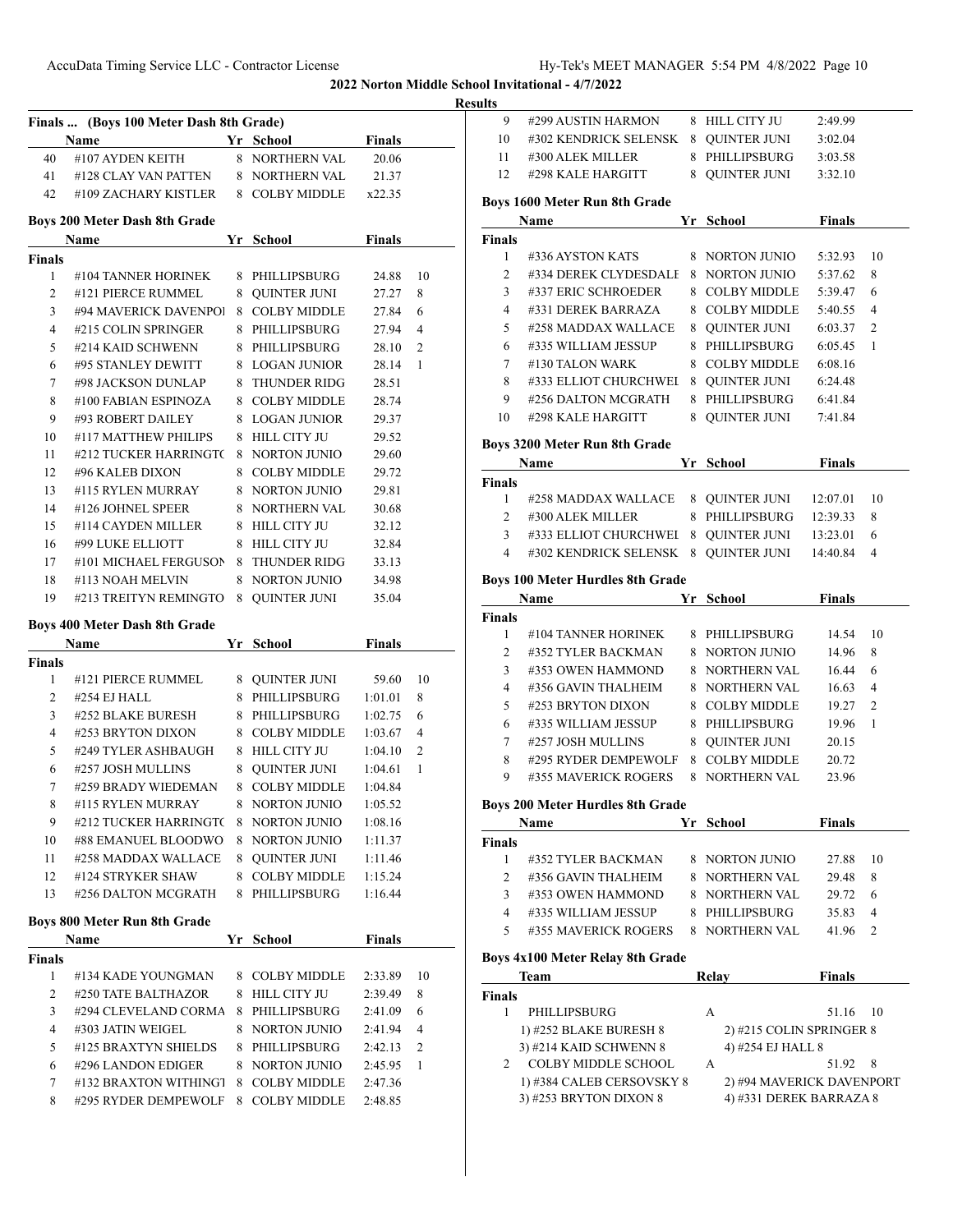**2022 Norton Middle School Invitational - 4/7/2022**

**Results**

### Finals ... (Boys 100 Meter Dash 8th Grade)

| | Name | Yr | School | Finals | |
|---|---|---|---|---|---|
| 40 | #107 AYDEN KEITH | 8 | NORTHERN VAL | 20.06 | |
| 41 | #128 CLAY VAN PATTEN | 8 | NORTHERN VAL | 21.37 | |
| 42 | #109 ZACHARY KISTLER | 8 | COLBY MIDDLE | x22.35 | |

### Boys 200 Meter Dash 8th Grade

| | Name | Yr | School | Finals | |
|---|---|---|---|---|---|
| **Finals** | | | | | |
| 1 | #104 TANNER HORINEK | 8 | PHILLIPSBURG | 24.88 | 10 |
| 2 | #121 PIERCE RUMMEL | 8 | QUINTER JUNI | 27.27 | 8 |
| 3 | #94 MAVERICK DAVENPOI | 8 | COLBY MIDDLE | 27.84 | 6 |
| 4 | #215 COLIN SPRINGER | 8 | PHILLIPSBURG | 27.94 | 4 |
| 5 | #214 KAID SCHWENN | 8 | PHILLIPSBURG | 28.10 | 2 |
| 6 | #95 STANLEY DEWITT | 8 | LOGAN JUNIOR | 28.14 | 1 |
| 7 | #98 JACKSON DUNLAP | 8 | THUNDER RIDG | 28.51 | |
| 8 | #100 FABIAN ESPINOZA | 8 | COLBY MIDDLE | 28.74 | |
| 9 | #93 ROBERT DAILEY | 8 | LOGAN JUNIOR | 29.37 | |
| 10 | #117 MATTHEW PHILIPS | 8 | HILL CITY JU | 29.52 | |
| 11 | #212 TUCKER HARRINGT( | 8 | NORTON JUNIO | 29.60 | |
| 12 | #96 KALEB DIXON | 8 | COLBY MIDDLE | 29.72 | |
| 13 | #115 RYLEN MURRAY | 8 | NORTON JUNIO | 29.81 | |
| 14 | #126 JOHNEL SPEER | 8 | NORTHERN VAL | 30.68 | |
| 15 | #114 CAYDEN MILLER | 8 | HILL CITY JU | 32.12 | |
| 16 | #99 LUKE ELLIOTT | 8 | HILL CITY JU | 32.84 | |
| 17 | #101 MICHAEL FERGUSON | 8 | THUNDER RIDG | 33.13 | |
| 18 | #113 NOAH MELVIN | 8 | NORTON JUNIO | 34.98 | |
| 19 | #213 TREITYN REMINGTO | 8 | QUINTER JUNI | 35.04 | |

### Boys 400 Meter Dash 8th Grade

| | Name | Yr | School | Finals | |
|---|---|---|---|---|---|
| **Finals** | | | | | |
| 1 | #121 PIERCE RUMMEL | 8 | QUINTER JUNI | 59.60 | 10 |
| 2 | #254 EJ HALL | 8 | PHILLIPSBURG | 1:01.01 | 8 |
| 3 | #252 BLAKE BURESH | 8 | PHILLIPSBURG | 1:02.75 | 6 |
| 4 | #253 BRYTON DIXON | 8 | COLBY MIDDLE | 1:03.67 | 4 |
| 5 | #249 TYLER ASHBAUGH | 8 | HILL CITY JU | 1:04.10 | 2 |
| 6 | #257 JOSH MULLINS | 8 | QUINTER JUNI | 1:04.61 | 1 |
| 7 | #259 BRADY WIEDEMAN | 8 | COLBY MIDDLE | 1:04.84 | |
| 8 | #115 RYLEN MURRAY | 8 | NORTON JUNIO | 1:05.52 | |
| 9 | #212 TUCKER HARRINGT( | 8 | NORTON JUNIO | 1:08.16 | |
| 10 | #88 EMANUEL BLOODWO | 8 | NORTON JUNIO | 1:11.37 | |
| 11 | #258 MADDAX WALLACE | 8 | QUINTER JUNI | 1:11.46 | |
| 12 | #124 STRYKER SHAW | 8 | COLBY MIDDLE | 1:15.24 | |
| 13 | #256 DALTON MCGRATH | 8 | PHILLIPSBURG | 1:16.44 | |

### Boys 800 Meter Run 8th Grade

| | Name | Yr | School | Finals | |
|---|---|---|---|---|---|
| **Finals** | | | | | |
| 1 | #134 KADE YOUNGMAN | 8 | COLBY MIDDLE | 2:33.89 | 10 |
| 2 | #250 TATE BALTHAZOR | 8 | HILL CITY JU | 2:39.49 | 8 |
| 3 | #294 CLEVELAND CORMA | 8 | PHILLIPSBURG | 2:41.09 | 6 |
| 4 | #303 JATIN WEIGEL | 8 | NORTON JUNIO | 2:41.94 | 4 |
| 5 | #125 BRAXTYN SHIELDS | 8 | PHILLIPSBURG | 2:42.13 | 2 |
| 6 | #296 LANDON EDIGER | 8 | NORTON JUNIO | 2:45.95 | 1 |
| 7 | #132 BRAXTON WITHINGT | 8 | COLBY MIDDLE | 2:47.36 | |
| 8 | #295 RYDER DEMPEWOLF | 8 | COLBY MIDDLE | 2:48.85 | |
| 9 | #299 AUSTIN HARMON | 8 | HILL CITY JU | 2:49.99 | |
| 10 | #302 KENDRICK SELENSK | 8 | QUINTER JUNI | 3:02.04 | |
| 11 | #300 ALEK MILLER | 8 | PHILLIPSBURG | 3:03.58 | |
| 12 | #298 KALE HARGITT | 8 | QUINTER JUNI | 3:32.10 | |

### Boys 1600 Meter Run 8th Grade

| | Name | Yr | School | Finals | |
|---|---|---|---|---|---|
| **Finals** | | | | | |
| 1 | #336 AYSTON KATS | 8 | NORTON JUNIO | 5:32.93 | 10 |
| 2 | #334 DEREK CLYDESDALE | 8 | NORTON JUNIO | 5:37.62 | 8 |
| 3 | #337 ERIC SCHROEDER | 8 | COLBY MIDDLE | 5:39.47 | 6 |
| 4 | #331 DEREK BARRAZA | 8 | COLBY MIDDLE | 5:40.55 | 4 |
| 5 | #258 MADDAX WALLACE | 8 | QUINTER JUNI | 6:03.37 | 2 |
| 6 | #335 WILLIAM JESSUP | 8 | PHILLIPSBURG | 6:05.45 | 1 |
| 7 | #130 TALON WARK | 8 | COLBY MIDDLE | 6:08.16 | |
| 8 | #333 ELLIOT CHURCHWEL | 8 | QUINTER JUNI | 6:24.48 | |
| 9 | #256 DALTON MCGRATH | 8 | PHILLIPSBURG | 6:41.84 | |
| 10 | #298 KALE HARGITT | 8 | QUINTER JUNI | 7:41.84 | |

### Boys 3200 Meter Run 8th Grade

| | Name | Yr | School | Finals | |
|---|---|---|---|---|---|
| **Finals** | | | | | |
| 1 | #258 MADDAX WALLACE | 8 | QUINTER JUNI | 12:07.01 | 10 |
| 2 | #300 ALEK MILLER | 8 | PHILLIPSBURG | 12:39.33 | 8 |
| 3 | #333 ELLIOT CHURCHWEL | 8 | QUINTER JUNI | 13:23.01 | 6 |
| 4 | #302 KENDRICK SELENSK | 8 | QUINTER JUNI | 14:40.84 | 4 |

### Boys 100 Meter Hurdles 8th Grade

| | Name | Yr | School | Finals | |
|---|---|---|---|---|---|
| **Finals** | | | | | |
| 1 | #104 TANNER HORINEK | 8 | PHILLIPSBURG | 14.54 | 10 |
| 2 | #352 TYLER BACKMAN | 8 | NORTON JUNIO | 14.96 | 8 |
| 3 | #353 OWEN HAMMOND | 8 | NORTHERN VAL | 16.44 | 6 |
| 4 | #356 GAVIN THALHEIM | 8 | NORTHERN VAL | 16.63 | 4 |
| 5 | #253 BRYTON DIXON | 8 | COLBY MIDDLE | 19.27 | 2 |
| 6 | #335 WILLIAM JESSUP | 8 | PHILLIPSBURG | 19.96 | 1 |
| 7 | #257 JOSH MULLINS | 8 | QUINTER JUNI | 20.15 | |
| 8 | #295 RYDER DEMPEWOLF | 8 | COLBY MIDDLE | 20.72 | |
| 9 | #355 MAVERICK ROGERS | 8 | NORTHERN VAL | 23.96 | |

### Boys 200 Meter Hurdles 8th Grade

| | Name | Yr | School | Finals | |
|---|---|---|---|---|---|
| **Finals** | | | | | |
| 1 | #352 TYLER BACKMAN | 8 | NORTON JUNIO | 27.88 | 10 |
| 2 | #356 GAVIN THALHEIM | 8 | NORTHERN VAL | 29.48 | 8 |
| 3 | #353 OWEN HAMMOND | 8 | NORTHERN VAL | 29.72 | 6 |
| 4 | #335 WILLIAM JESSUP | 8 | PHILLIPSBURG | 35.83 | 4 |
| 5 | #355 MAVERICK ROGERS | 8 | NORTHERN VAL | 41.96 | 2 |

### Boys 4x100 Meter Relay 8th Grade

| | Team | Relay | Finals | |
|---|---|---|---|---|
| **Finals** | | | | |
| 1 | PHILLIPSBURG | A | 51.16 | 10 |
| | 1) #252 BLAKE BURESH 8 | 2) #215 COLIN SPRINGER 8 | | |
| | 3) #214 KAID SCHWENN 8 | 4) #254 EJ HALL 8 | | |
| 2 | COLBY MIDDLE SCHOOL | A | 51.92 | 8 |
| | 1) #384 CALEB CERSOVSKY 8 | 2) #94 MAVERICK DAVENPORT | | |
| | 3) #253 BRYTON DIXON 8 | 4) #331 DEREK BARRAZA 8 | | |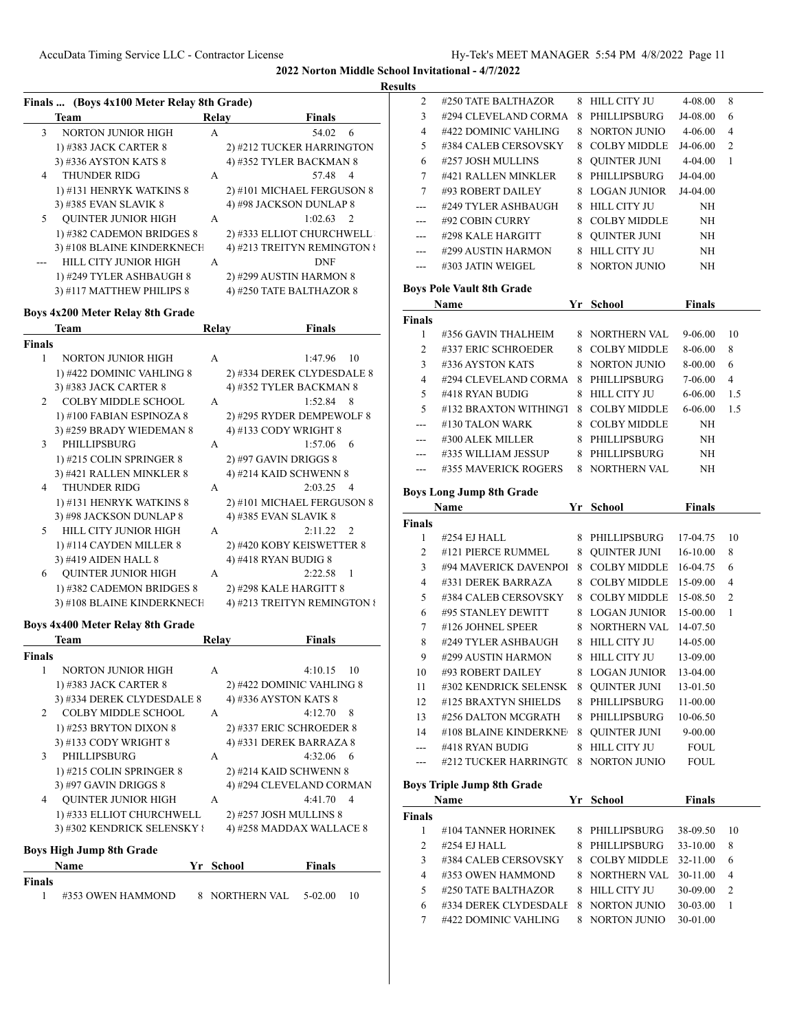## 2022 Norton Middle School Invitational - 4/7/2022

### Results

#### Finals ... (Boys 4x100 Meter Relay 8th Grade)

| | Team | Relay | Finals | |
|---|---|---|---|---|
| 3 | NORTON JUNIOR HIGH | A | 54.02 | 6 |
| | 1) #383 JACK CARTER 8 | 2) #212 TUCKER HARRINGTON | | |
| | 3) #336 AYSTON KATS 8 | 4) #352 TYLER BACKMAN 8 | | |
| 4 | THUNDER RIDG | A | 57.48 | 4 |
| | 1) #131 HENRYK WATKINS 8 | 2) #101 MICHAEL FERGUSON 8 | | |
| | 3) #385 EVAN SLAVIK 8 | 4) #98 JACKSON DUNLAP 8 | | |
| 5 | QUINTER JUNIOR HIGH | A | 1:02.63 | 2 |
| | 1) #382 CADEMON BRIDGES 8 | 2) #333 ELLIOT CHURCHWELL | | |
| | 3) #108 BLAINE KINDERKNECH | 4) #213 TREITYN REMINGTON 8 | | |
| --- | HILL CITY JUNIOR HIGH | A | DNF | |
| | 1) #249 TYLER ASHBAUGH 8 | 2) #299 AUSTIN HARMON 8 | | |
| | 3) #117 MATTHEW PHILIPS 8 | 4) #250 TATE BALTHAZOR 8 | | |

#### Boys 4x200 Meter Relay 8th Grade

| | Team | Relay | Finals | |
|---|---|---|---|---|
| **Finals** | | | | |
| 1 | NORTON JUNIOR HIGH | A | 1:47.96 | 10 |
| | 1) #422 DOMINIC VAHLING 8 | 2) #334 DEREK CLYDESDALE 8 | | |
| | 3) #383 JACK CARTER 8 | 4) #352 TYLER BACKMAN 8 | | |
| 2 | COLBY MIDDLE SCHOOL | A | 1:52.84 | 8 |
| | 1) #100 FABIAN ESPINOZA 8 | 2) #295 RYDER DEMPEWOLF 8 | | |
| | 3) #259 BRADY WIEDEMAN 8 | 4) #133 CODY WRIGHT 8 | | |
| 3 | PHILLIPSBURG | A | 1:57.06 | 6 |
| | 1) #215 COLIN SPRINGER 8 | 2) #97 GAVIN DRIGGS 8 | | |
| | 3) #421 RALLEN MINKLER 8 | 4) #214 KAID SCHWENN 8 | | |
| 4 | THUNDER RIDG | A | 2:03.25 | 4 |
| | 1) #131 HENRYK WATKINS 8 | 2) #101 MICHAEL FERGUSON 8 | | |
| | 3) #98 JACKSON DUNLAP 8 | 4) #385 EVAN SLAVIK 8 | | |
| 5 | HILL CITY JUNIOR HIGH | A | 2:11.22 | 2 |
| | 1) #114 CAYDEN MILLER 8 | 2) #420 KOBY KEISWETTER 8 | | |
| | 3) #419 AIDEN HALL 8 | 4) #418 RYAN BUDIG 8 | | |
| 6 | QUINTER JUNIOR HIGH | A | 2:22.58 | 1 |
| | 1) #382 CADEMON BRIDGES 8 | 2) #298 KALE HARGITT 8 | | |
| | 3) #108 BLAINE KINDERKNECH | 4) #213 TREITYN REMINGTON 8 | | |

#### Boys 4x400 Meter Relay 8th Grade

| | Team | Relay | Finals | |
|---|---|---|---|---|
| **Finals** | | | | |
| 1 | NORTON JUNIOR HIGH | A | 4:10.15 | 10 |
| | 1) #383 JACK CARTER 8 | 2) #422 DOMINIC VAHLING 8 | | |
| | 3) #334 DEREK CLYDESDALE 8 | 4) #336 AYSTON KATS 8 | | |
| 2 | COLBY MIDDLE SCHOOL | A | 4:12.70 | 8 |
| | 1) #253 BRYTON DIXON 8 | 2) #337 ERIC SCHROEDER 8 | | |
| | 3) #133 CODY WRIGHT 8 | 4) #331 DEREK BARRAZA 8 | | |
| 3 | PHILLIPSBURG | A | 4:32.06 | 6 |
| | 1) #215 COLIN SPRINGER 8 | 2) #214 KAID SCHWENN 8 | | |
| | 3) #97 GAVIN DRIGGS 8 | 4) #294 CLEVELAND CORMAN | | |
| 4 | QUINTER JUNIOR HIGH | A | 4:41.70 | 4 |
| | 1) #333 ELLIOT CHURCHWELL | 2) #257 JOSH MULLINS 8 | | |
| | 3) #302 KENDRICK SELENSKY 8 | 4) #258 MADDAX WALLACE 8 | | |

#### Boys High Jump 8th Grade

| | Name | Yr | School | Finals | |
|---|---|---|---|---|---|
| **Finals** | | | | | |
| 1 | #353 OWEN HAMMOND | 8 | NORTHERN VAL | 5-02.00 | 10 |
| 2 | #250 TATE BALTHAZOR | 8 | HILL CITY JU | 4-08.00 | 8 |
| 3 | #294 CLEVELAND CORMA | 8 | PHILLIPSBURG | J4-08.00 | 6 |
| 4 | #422 DOMINIC VAHLING | 8 | NORTON JUNIO | 4-06.00 | 4 |
| 5 | #384 CALEB CERSOVSKY | 8 | COLBY MIDDLE | J4-06.00 | 2 |
| 6 | #257 JOSH MULLINS | 8 | QUINTER JUNI | 4-04.00 | 1 |
| 7 | #421 RALLEN MINKLER | 8 | PHILLIPSBURG | J4-04.00 | |
| 7 | #93 ROBERT DAILEY | 8 | LOGAN JUNIOR | J4-04.00 | |
| --- | #249 TYLER ASHBAUGH | 8 | HILL CITY JU | NH | |
| --- | #92 COBIN CURRY | 8 | COLBY MIDDLE | NH | |
| --- | #298 KALE HARGITT | 8 | QUINTER JUNI | NH | |
| --- | #299 AUSTIN HARMON | 8 | HILL CITY JU | NH | |
| --- | #303 JATIN WEIGEL | 8 | NORTON JUNIO | NH | |

#### Boys Pole Vault 8th Grade

| | Name | Yr | School | Finals | |
|---|---|---|---|---|---|
| **Finals** | | | | | |
| 1 | #356 GAVIN THALHEIM | 8 | NORTHERN VAL | 9-06.00 | 10 |
| 2 | #337 ERIC SCHROEDER | 8 | COLBY MIDDLE | 8-06.00 | 8 |
| 3 | #336 AYSTON KATS | 8 | NORTON JUNIO | 8-00.00 | 6 |
| 4 | #294 CLEVELAND CORMA | 8 | PHILLIPSBURG | 7-06.00 | 4 |
| 5 | #418 RYAN BUDIG | 8 | HILL CITY JU | 6-06.00 | 1.5 |
| 5 | #132 BRAXTON WITHINGT | 8 | COLBY MIDDLE | 6-06.00 | 1.5 |
| --- | #130 TALON WARK | 8 | COLBY MIDDLE | NH | |
| --- | #300 ALEK MILLER | 8 | PHILLIPSBURG | NH | |
| --- | #335 WILLIAM JESSUP | 8 | PHILLIPSBURG | NH | |
| --- | #355 MAVERICK ROGERS | 8 | NORTHERN VAL | NH | |

#### Boys Long Jump 8th Grade

| | Name | Yr | School | Finals | |
|---|---|---|---|---|---|
| **Finals** | | | | | |
| 1 | #254 EJ HALL | 8 | PHILLIPSBURG | 17-04.75 | 10 |
| 2 | #121 PIERCE RUMMEL | 8 | QUINTER JUNI | 16-10.00 | 8 |
| 3 | #94 MAVERICK DAVENPOI | 8 | COLBY MIDDLE | 16-04.75 | 6 |
| 4 | #331 DEREK BARRAZA | 8 | COLBY MIDDLE | 15-09.00 | 4 |
| 5 | #384 CALEB CERSOVSKY | 8 | COLBY MIDDLE | 15-08.50 | 2 |
| 6 | #95 STANLEY DEWITT | 8 | LOGAN JUNIOR | 15-00.00 | 1 |
| 7 | #126 JOHNEL SPEER | 8 | NORTHERN VAL | 14-07.50 | |
| 8 | #249 TYLER ASHBAUGH | 8 | HILL CITY JU | 14-05.00 | |
| 9 | #299 AUSTIN HARMON | 8 | HILL CITY JU | 13-09.00 | |
| 10 | #93 ROBERT DAILEY | 8 | LOGAN JUNIOR | 13-04.00 | |
| 11 | #302 KENDRICK SELENSK | 8 | QUINTER JUNI | 13-01.50 | |
| 12 | #125 BRAXTYN SHIELDS | 8 | PHILLIPSBURG | 11-00.00 | |
| 13 | #256 DALTON MCGRATH | 8 | PHILLIPSBURG | 10-06.50 | |
| 14 | #108 BLAINE KINDERKNE | 8 | QUINTER JUNI | 9-00.00 | |
| --- | #418 RYAN BUDIG | 8 | HILL CITY JU | FOUL | |
| --- | #212 TUCKER HARRINGTO | 8 | NORTON JUNIO | FOUL | |

#### Boys Triple Jump 8th Grade

| | Name | Yr | School | Finals | |
|---|---|---|---|---|---|
| **Finals** | | | | | |
| 1 | #104 TANNER HORINEK | 8 | PHILLIPSBURG | 38-09.50 | 10 |
| 2 | #254 EJ HALL | 8 | PHILLIPSBURG | 33-10.00 | 8 |
| 3 | #384 CALEB CERSOVSKY | 8 | COLBY MIDDLE | 32-11.00 | 6 |
| 4 | #353 OWEN HAMMOND | 8 | NORTHERN VAL | 30-11.00 | 4 |
| 5 | #250 TATE BALTHAZOR | 8 | HILL CITY JU | 30-09.00 | 2 |
| 6 | #334 DEREK CLYDESDALE | 8 | NORTON JUNIO | 30-03.00 | 1 |
| 7 | #422 DOMINIC VAHLING | 8 | NORTON JUNIO | 30-01.00 | |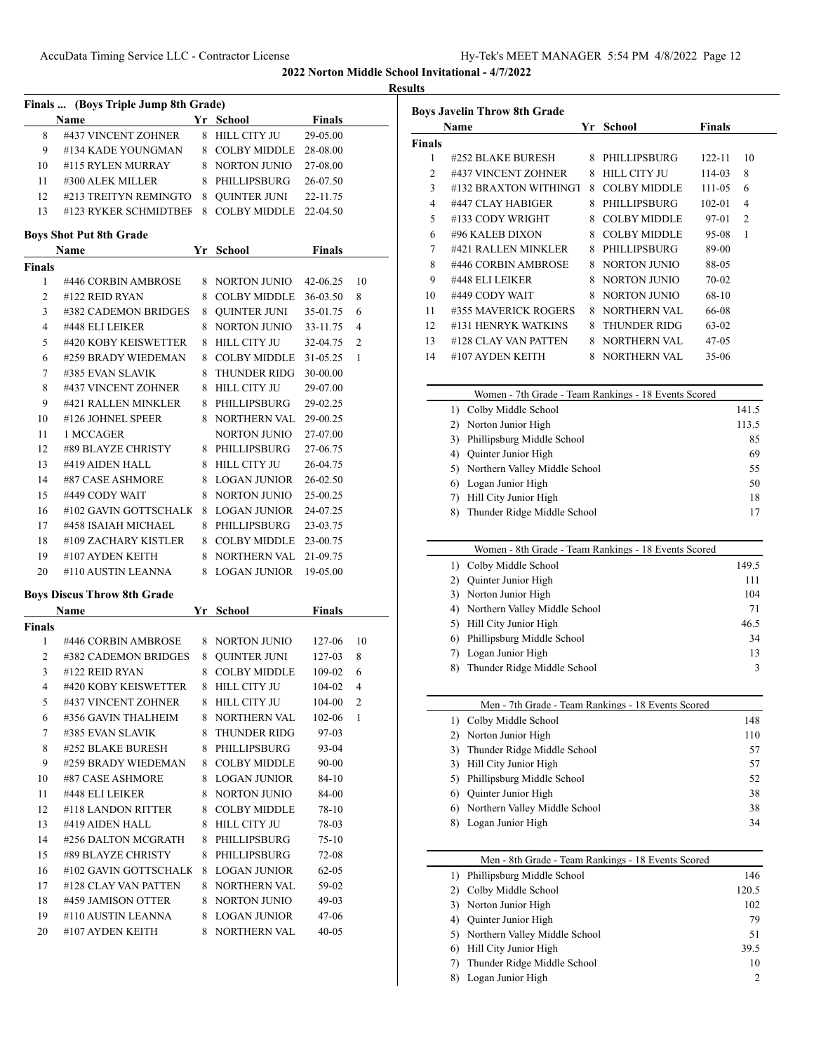## 2022 Norton Middle School Invitational - 4/7/2022

### Results

**Finals ... (Boys Triple Jump 8th Grade)**

| | Name | Yr | School | Finals |
|---|---|---|---|---|
| 8 | #437 VINCENT ZOHNER | 8 | HILL CITY JU | 29-05.00 |
| 9 | #134 KADE YOUNGMAN | 8 | COLBY MIDDLE | 28-08.00 |
| 10 | #115 RYLEN MURRAY | 8 | NORTON JUNIO | 27-08.00 |
| 11 | #300 ALEK MILLER | 8 | PHILLIPSBURG | 26-07.50 |
| 12 | #213 TREITYN REMINGTO | 8 | QUINTER JUNI | 22-11.75 |
| 13 | #123 RYKER SCHMIDTBEF | 8 | COLBY MIDDLE | 22-04.50 |

**Boys Shot Put 8th Grade**

| | Name | Yr | School | Finals | |
|---|---|---|---|---|---|
| **Finals** | | | | | |
| 1 | #446 CORBIN AMBROSE | 8 | NORTON JUNIO | 42-06.25 | 10 |
| 2 | #122 REID RYAN | 8 | COLBY MIDDLE | 36-03.50 | 8 |
| 3 | #382 CADEMON BRIDGES | 8 | QUINTER JUNI | 35-01.75 | 6 |
| 4 | #448 ELI LEIKER | 8 | NORTON JUNIO | 33-11.75 | 4 |
| 5 | #420 KOBY KEISWETTER | 8 | HILL CITY JU | 32-04.75 | 2 |
| 6 | #259 BRADY WIEDEMAN | 8 | COLBY MIDDLE | 31-05.25 | 1 |
| 7 | #385 EVAN SLAVIK | 8 | THUNDER RIDG | 30-00.00 | |
| 8 | #437 VINCENT ZOHNER | 8 | HILL CITY JU | 29-07.00 | |
| 9 | #421 RALLEN MINKLER | 8 | PHILLIPSBURG | 29-02.25 | |
| 10 | #126 JOHNEL SPEER | 8 | NORTHERN VAL | 29-00.25 | |
| 11 | 1 MCCAGER | | NORTON JUNIO | 27-07.00 | |
| 12 | #89 BLAYZE CHRISTY | 8 | PHILLIPSBURG | 27-06.75 | |
| 13 | #419 AIDEN HALL | 8 | HILL CITY JU | 26-04.75 | |
| 14 | #87 CASE ASHMORE | 8 | LOGAN JUNIOR | 26-02.50 | |
| 15 | #449 CODY WAIT | 8 | NORTON JUNIO | 25-00.25 | |
| 16 | #102 GAVIN GOTTSCHALK | 8 | LOGAN JUNIOR | 24-07.25 | |
| 17 | #458 ISAIAH MICHAEL | 8 | PHILLIPSBURG | 23-03.75 | |
| 18 | #109 ZACHARY KISTLER | 8 | COLBY MIDDLE | 23-00.75 | |
| 19 | #107 AYDEN KEITH | 8 | NORTHERN VAL | 21-09.75 | |
| 20 | #110 AUSTIN LEANNA | 8 | LOGAN JUNIOR | 19-05.00 | |

**Boys Discus Throw 8th Grade**

| | Name | Yr | School | Finals | |
|---|---|---|---|---|---|
| **Finals** | | | | | |
| 1 | #446 CORBIN AMBROSE | 8 | NORTON JUNIO | 127-06 | 10 |
| 2 | #382 CADEMON BRIDGES | 8 | QUINTER JUNI | 127-03 | 8 |
| 3 | #122 REID RYAN | 8 | COLBY MIDDLE | 109-02 | 6 |
| 4 | #420 KOBY KEISWETTER | 8 | HILL CITY JU | 104-02 | 4 |
| 5 | #437 VINCENT ZOHNER | 8 | HILL CITY JU | 104-00 | 2 |
| 6 | #356 GAVIN THALHEIM | 8 | NORTHERN VAL | 102-06 | 1 |
| 7 | #385 EVAN SLAVIK | 8 | THUNDER RIDG | 97-03 | |
| 8 | #252 BLAKE BURESH | 8 | PHILLIPSBURG | 93-04 | |
| 9 | #259 BRADY WIEDEMAN | 8 | COLBY MIDDLE | 90-00 | |
| 10 | #87 CASE ASHMORE | 8 | LOGAN JUNIOR | 84-10 | |
| 11 | #448 ELI LEIKER | 8 | NORTON JUNIO | 84-00 | |
| 12 | #118 LANDON RITTER | 8 | COLBY MIDDLE | 78-10 | |
| 13 | #419 AIDEN HALL | 8 | HILL CITY JU | 78-03 | |
| 14 | #256 DALTON MCGRATH | 8 | PHILLIPSBURG | 75-10 | |
| 15 | #89 BLAYZE CHRISTY | 8 | PHILLIPSBURG | 72-08 | |
| 16 | #102 GAVIN GOTTSCHALK | 8 | LOGAN JUNIOR | 62-05 | |
| 17 | #128 CLAY VAN PATTEN | 8 | NORTHERN VAL | 59-02 | |
| 18 | #459 JAMISON OTTER | 8 | NORTON JUNIO | 49-03 | |
| 19 | #110 AUSTIN LEANNA | 8 | LOGAN JUNIOR | 47-06 | |
| 20 | #107 AYDEN KEITH | 8 | NORTHERN VAL | 40-05 | |

**Boys Javelin Throw 8th Grade**

| | Name | Yr | School | Finals | |
|---|---|---|---|---|---|
| **Finals** | | | | | |
| 1 | #252 BLAKE BURESH | 8 | PHILLIPSBURG | 122-11 | 10 |
| 2 | #437 VINCENT ZOHNER | 8 | HILL CITY JU | 114-03 | 8 |
| 3 | #132 BRAXTON WITHINGT | 8 | COLBY MIDDLE | 111-05 | 6 |
| 4 | #447 CLAY HABIGER | 8 | PHILLIPSBURG | 102-01 | 4 |
| 5 | #133 CODY WRIGHT | 8 | COLBY MIDDLE | 97-01 | 2 |
| 6 | #96 KALEB DIXON | 8 | COLBY MIDDLE | 95-08 | 1 |
| 7 | #421 RALLEN MINKLER | 8 | PHILLIPSBURG | 89-00 | |
| 8 | #446 CORBIN AMBROSE | 8 | NORTON JUNIO | 88-05 | |
| 9 | #448 ELI LEIKER | 8 | NORTON JUNIO | 70-02 | |
| 10 | #449 CODY WAIT | 8 | NORTON JUNIO | 68-10 | |
| 11 | #355 MAVERICK ROGERS | 8 | NORTHERN VAL | 66-08 | |
| 12 | #131 HENRYK WATKINS | 8 | THUNDER RIDG | 63-02 | |
| 13 | #128 CLAY VAN PATTEN | 8 | NORTHERN VAL | 47-05 | |
| 14 | #107 AYDEN KEITH | 8 | NORTHERN VAL | 35-06 | |

**Women - 7th Grade - Team Rankings - 18 Events Scored**

| | | |
|---|---|---|
| 1) | Colby Middle School | 141.5 |
| 2) | Norton Junior High | 113.5 |
| 3) | Phillipsburg Middle School | 85 |
| 4) | Quinter Junior High | 69 |
| 5) | Northern Valley Middle School | 55 |
| 6) | Logan Junior High | 50 |
| 7) | Hill City Junior High | 18 |
| 8) | Thunder Ridge Middle School | 17 |

**Women - 8th Grade - Team Rankings - 18 Events Scored**

| | | |
|---|---|---|
| 1) | Colby Middle School | 149.5 |
| 2) | Quinter Junior High | 111 |
| 3) | Norton Junior High | 104 |
| 4) | Northern Valley Middle School | 71 |
| 5) | Hill City Junior High | 46.5 |
| 6) | Phillipsburg Middle School | 34 |
| 7) | Logan Junior High | 13 |
| 8) | Thunder Ridge Middle School | 3 |

**Men - 7th Grade - Team Rankings - 18 Events Scored**

| | | |
|---|---|---|
| 1) | Colby Middle School | 148 |
| 2) | Norton Junior High | 110 |
| 3) | Thunder Ridge Middle School | 57 |
| 3) | Hill City Junior High | 57 |
| 5) | Phillipsburg Middle School | 52 |
| 6) | Quinter Junior High | 38 |
| 6) | Northern Valley Middle School | 38 |
| 8) | Logan Junior High | 34 |

**Men - 8th Grade - Team Rankings - 18 Events Scored**

| | | |
|---|---|---|
| 1) | Phillipsburg Middle School | 146 |
| 2) | Colby Middle School | 120.5 |
| 3) | Norton Junior High | 102 |
| 4) | Quinter Junior High | 79 |
| 5) | Northern Valley Middle School | 51 |
| 6) | Hill City Junior High | 39.5 |
| 7) | Thunder Ridge Middle School | 10 |
| 8) | Logan Junior High | 2 |